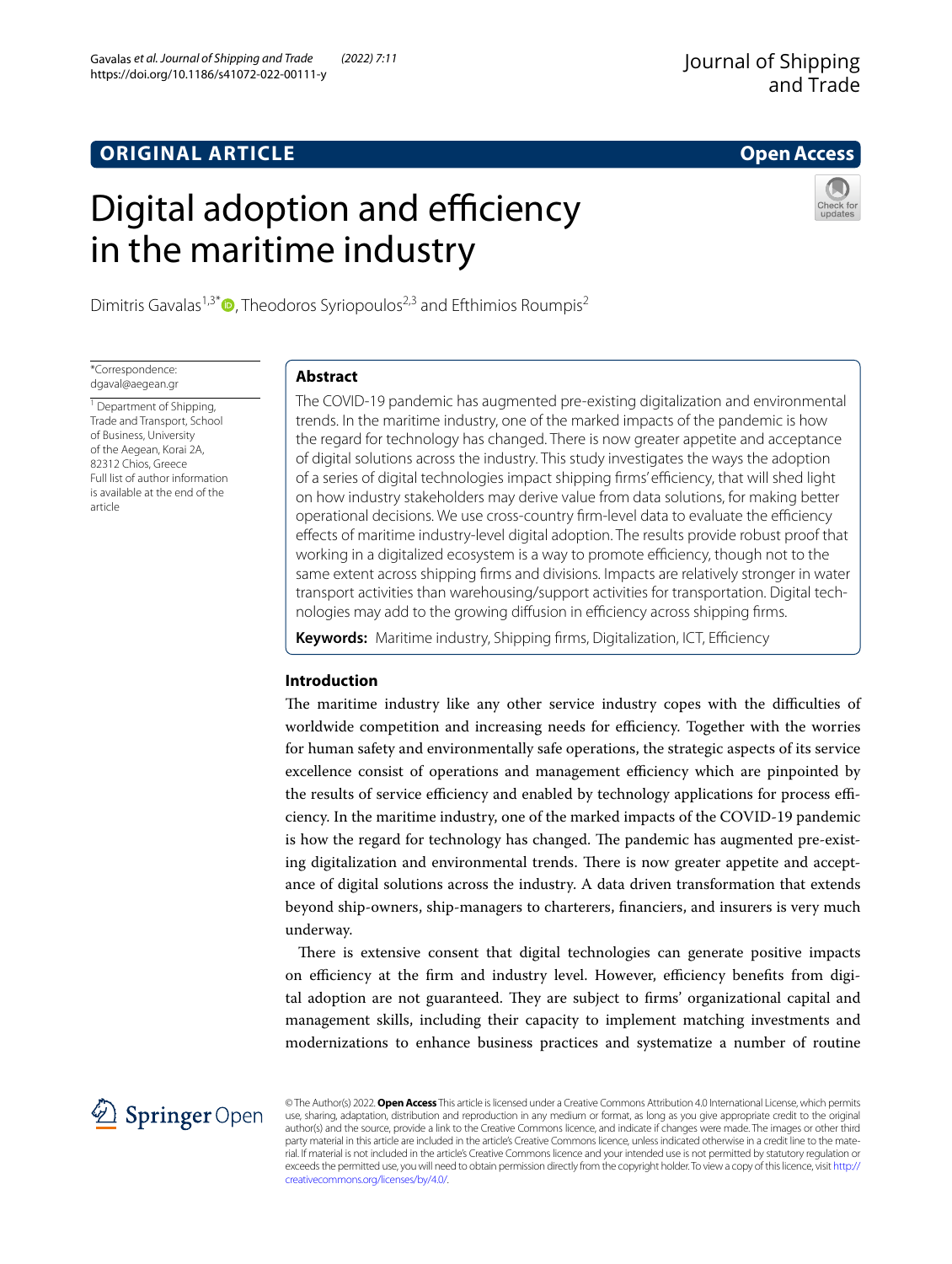**ORIGINAL ARTICLE**

**Open Access**

# Digital adoption and efficiency in the maritime industry

Dimitris Gavalas[1,3*], Theodoros Syriopoulos[2,3] and Efthimios Roumpis[2]

*Correspondence: dgaval@aegean.gr

[1] Department of Shipping, Trade and Transport, School of Business, University of the Aegean, Korai 2A, 82312 Chios, Greece

Full list of author information is available at the end of the article

## Abstract

The COVID-19 pandemic has augmented pre-existing digitalization and environmental trends. In the maritime industry, one of the marked impacts of the pandemic is how the regard for technology has changed. There is now greater appetite and acceptance of digital solutions across the industry. This study investigates the ways the adoption of a series of digital technologies impact shipping firms' efficiency, that will shed light on how industry stakeholders may derive value from data solutions, for making better operational decisions. We use cross-country firm-level data to evaluate the efficiency effects of maritime industry-level digital adoption. The results provide robust proof that working in a digitalized ecosystem is a way to promote efficiency, though not to the same extent across shipping firms and divisions. Impacts are relatively stronger in water transport activities than warehousing/support activities for transportation. Digital technologies may add to the growing diffusion in efficiency across shipping firms.

**Keywords:** Maritime industry, Shipping firms, Digitalization, ICT, Efficiency

## Introduction

The maritime industry like any other service industry copes with the difficulties of worldwide competition and increasing needs for efficiency. Together with the worries for human safety and environmentally safe operations, the strategic aspects of its service excellence consist of operations and management efficiency which are pinpointed by the results of service efficiency and enabled by technology applications for process efficiency. In the maritime industry, one of the marked impacts of the COVID-19 pandemic is how the regard for technology has changed. The pandemic has augmented pre-existing digitalization and environmental trends. There is now greater appetite and acceptance of digital solutions across the industry. A data driven transformation that extends beyond ship-owners, ship-managers to charterers, financiers, and insurers is very much underway.

There is extensive consent that digital technologies can generate positive impacts on efficiency at the firm and industry level. However, efficiency benefits from digital adoption are not guaranteed. They are subject to firms' organizational capital and management skills, including their capacity to implement matching investments and modernizations to enhance business practices and systematize a number of routine

© The Author(s) 2022. **Open Access** This article is licensed under a Creative Commons Attribution 4.0 International License, which permits use, sharing, adaptation, distribution and reproduction in any medium or format, as long as you give appropriate credit to the original author(s) and the source, provide a link to the Creative Commons licence, and indicate if changes were made. The images or other third party material in this article are included in the article's Creative Commons licence, unless indicated otherwise in a credit line to the material. If material is not included in the article's Creative Commons licence and your intended use is not permitted by statutory regulation or exceeds the permitted use, you will need to obtain permission directly from the copyright holder. To view a copy of this licence, visit http://creativecommons.org/licenses/by/4.0/.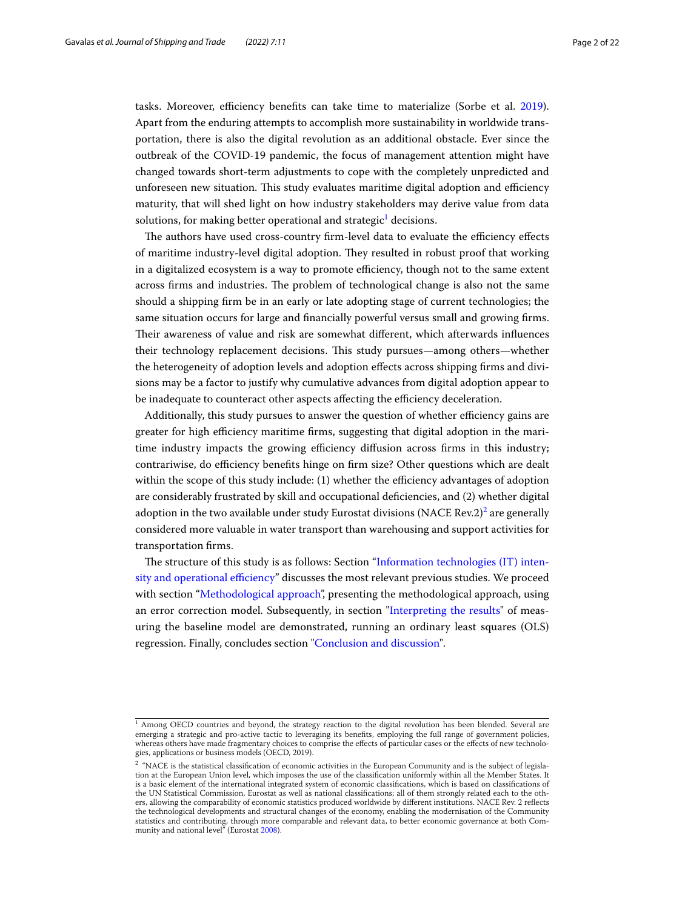tasks. Moreover, efficiency benefits can take time to materialize (Sorbe et al. 2019). Apart from the enduring attempts to accomplish more sustainability in worldwide transportation, there is also the digital revolution as an additional obstacle. Ever since the outbreak of the COVID-19 pandemic, the focus of management attention might have changed towards short-term adjustments to cope with the completely unpredicted and unforeseen new situation. This study evaluates maritime digital adoption and efficiency maturity, that will shed light on how industry stakeholders may derive value from data solutions, for making better operational and strategic[1] decisions.

The authors have used cross-country firm-level data to evaluate the efficiency effects of maritime industry-level digital adoption. They resulted in robust proof that working in a digitalized ecosystem is a way to promote efficiency, though not to the same extent across firms and industries. The problem of technological change is also not the same should a shipping firm be in an early or late adopting stage of current technologies; the same situation occurs for large and financially powerful versus small and growing firms. Their awareness of value and risk are somewhat different, which afterwards influences their technology replacement decisions. This study pursues—among others—whether the heterogeneity of adoption levels and adoption effects across shipping firms and divisions may be a factor to justify why cumulative advances from digital adoption appear to be inadequate to counteract other aspects affecting the efficiency deceleration.

Additionally, this study pursues to answer the question of whether efficiency gains are greater for high efficiency maritime firms, suggesting that digital adoption in the maritime industry impacts the growing efficiency diffusion across firms in this industry; contrariwise, do efficiency benefits hinge on firm size? Other questions which are dealt within the scope of this study include: (1) whether the efficiency advantages of adoption are considerably frustrated by skill and occupational deficiencies, and (2) whether digital adoption in the two available under study Eurostat divisions (NACE Rev.2)[2] are generally considered more valuable in water transport than warehousing and support activities for transportation firms.

The structure of this study is as follows: Section "Information technologies (IT) intensity and operational efficiency" discusses the most relevant previous studies. We proceed with section "Methodological approach", presenting the methodological approach, using an error correction model. Subsequently, in section "Interpreting the results" of measuring the baseline model are demonstrated, running an ordinary least squares (OLS) regression. Finally, concludes section "Conclusion and discussion".

---

[1] Among OECD countries and beyond, the strategy reaction to the digital revolution has been blended. Several are emerging a strategic and pro-active tactic to leveraging its benefits, employing the full range of government policies, whereas others have made fragmentary choices to comprise the effects of particular cases or the effects of new technologies, applications or business models (OECD, 2019).

[2] "NACE is the statistical classification of economic activities in the European Community and is the subject of legislation at the European Union level, which imposes the use of the classification uniformly within all the Member States. It is a basic element of the international integrated system of economic classifications, which is based on classifications of the UN Statistical Commission, Eurostat as well as national classifications; all of them strongly related each to the others, allowing the comparability of economic statistics produced worldwide by different institutions. NACE Rev. 2 reflects the technological developments and structural changes of the economy, enabling the modernisation of the Community statistics and contributing, through more comparable and relevant data, to better economic governance at both Community and national level" (Eurostat 2008).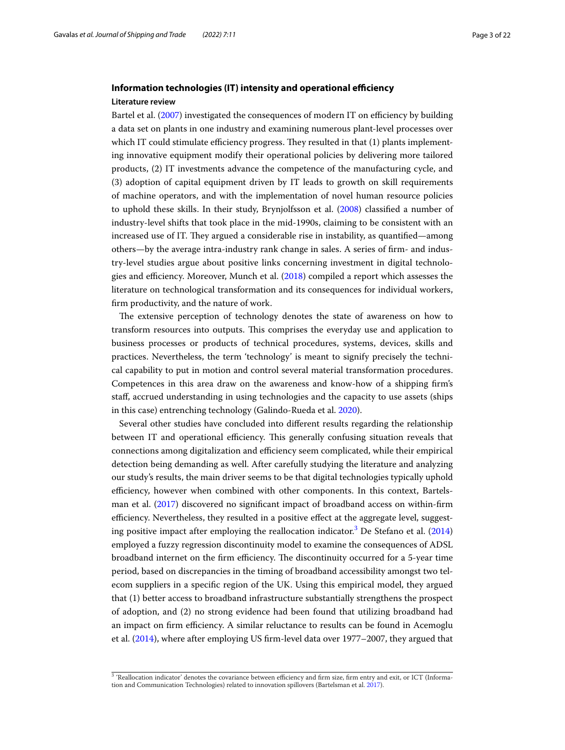## Information technologies (IT) intensity and operational efficiency

### Literature review

Bartel et al. (2007) investigated the consequences of modern IT on efficiency by building a data set on plants in one industry and examining numerous plant-level processes over which IT could stimulate efficiency progress. They resulted in that (1) plants implementing innovative equipment modify their operational policies by delivering more tailored products, (2) IT investments advance the competence of the manufacturing cycle, and (3) adoption of capital equipment driven by IT leads to growth on skill requirements of machine operators, and with the implementation of novel human resource policies to uphold these skills. In their study, Brynjolfsson et al. (2008) classified a number of industry-level shifts that took place in the mid-1990s, claiming to be consistent with an increased use of IT. They argued a considerable rise in instability, as quantified—among others—by the average intra-industry rank change in sales. A series of firm- and industry-level studies argue about positive links concerning investment in digital technologies and efficiency. Moreover, Munch et al. (2018) compiled a report which assesses the literature on technological transformation and its consequences for individual workers, firm productivity, and the nature of work.

The extensive perception of technology denotes the state of awareness on how to transform resources into outputs. This comprises the everyday use and application to business processes or products of technical procedures, systems, devices, skills and practices. Nevertheless, the term 'technology' is meant to signify precisely the technical capability to put in motion and control several material transformation procedures. Competences in this area draw on the awareness and know-how of a shipping firm's staff, accrued understanding in using technologies and the capacity to use assets (ships in this case) entrenching technology (Galindo-Rueda et al. 2020).

Several other studies have concluded into different results regarding the relationship between IT and operational efficiency. This generally confusing situation reveals that connections among digitalization and efficiency seem complicated, while their empirical detection being demanding as well. After carefully studying the literature and analyzing our study's results, the main driver seems to be that digital technologies typically uphold efficiency, however when combined with other components. In this context, Bartelsman et al. (2017) discovered no significant impact of broadband access on within-firm efficiency. Nevertheless, they resulted in a positive effect at the aggregate level, suggesting positive impact after employing the reallocation indicator.[3] De Stefano et al. (2014) employed a fuzzy regression discontinuity model to examine the consequences of ADSL broadband internet on the firm efficiency. The discontinuity occurred for a 5-year time period, based on discrepancies in the timing of broadband accessibility amongst two telecom suppliers in a specific region of the UK. Using this empirical model, they argued that (1) better access to broadband infrastructure substantially strengthens the prospect of adoption, and (2) no strong evidence had been found that utilizing broadband had an impact on firm efficiency. A similar reluctance to results can be found in Acemoglu et al. (2014), where after employing US firm-level data over 1977–2007, they argued that

[3] 'Reallocation indicator' denotes the covariance between efficiency and firm size, firm entry and exit, or ICT (Information and Communication Technologies) related to innovation spillovers (Bartelsman et al. 2017).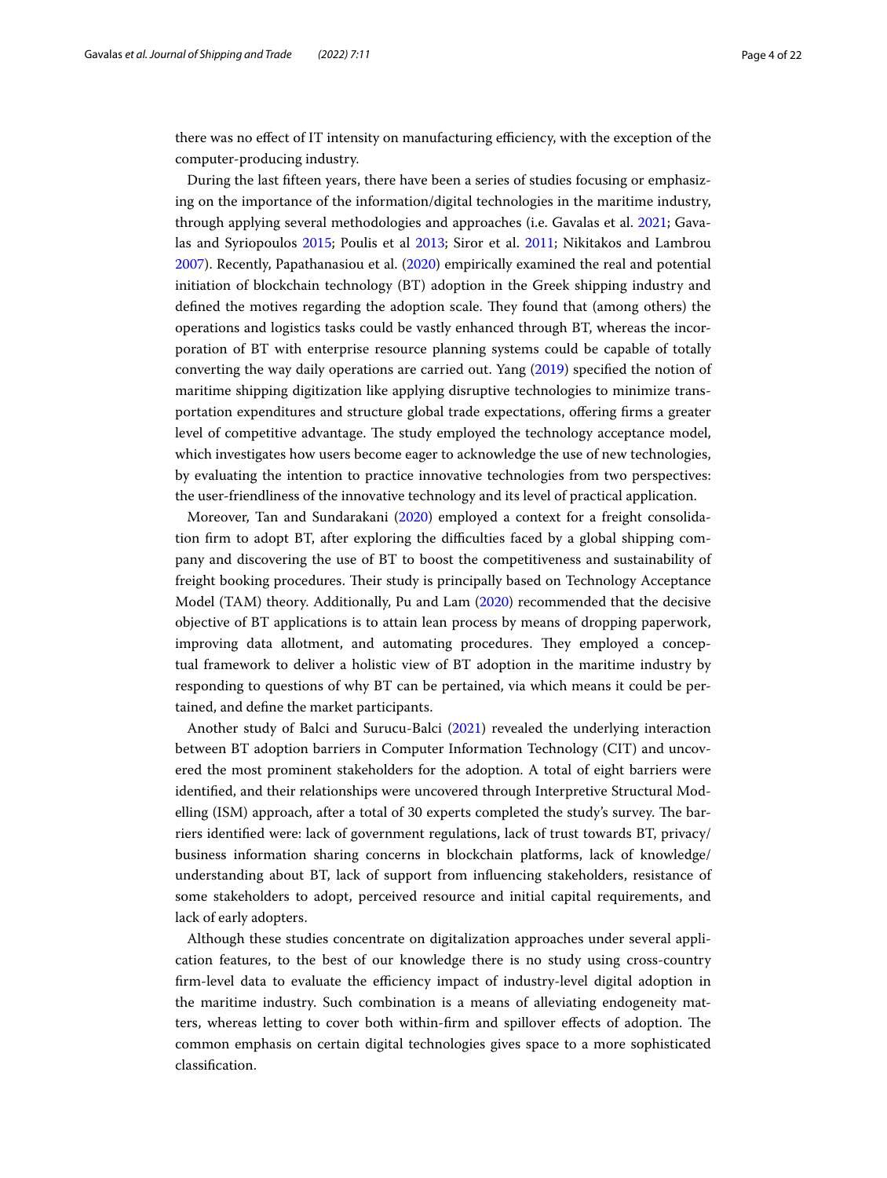there was no effect of IT intensity on manufacturing efficiency, with the exception of the computer-producing industry.

During the last fifteen years, there have been a series of studies focusing or emphasizing on the importance of the information/digital technologies in the maritime industry, through applying several methodologies and approaches (i.e. Gavalas et al. 2021; Gavalas and Syriopoulos 2015; Poulis et al 2013; Siror et al. 2011; Nikitakos and Lambrou 2007). Recently, Papathanasiou et al. (2020) empirically examined the real and potential initiation of blockchain technology (BT) adoption in the Greek shipping industry and defined the motives regarding the adoption scale. They found that (among others) the operations and logistics tasks could be vastly enhanced through BT, whereas the incorporation of BT with enterprise resource planning systems could be capable of totally converting the way daily operations are carried out. Yang (2019) specified the notion of maritime shipping digitization like applying disruptive technologies to minimize transportation expenditures and structure global trade expectations, offering firms a greater level of competitive advantage. The study employed the technology acceptance model, which investigates how users become eager to acknowledge the use of new technologies, by evaluating the intention to practice innovative technologies from two perspectives: the user-friendliness of the innovative technology and its level of practical application.

Moreover, Tan and Sundarakani (2020) employed a context for a freight consolidation firm to adopt BT, after exploring the difficulties faced by a global shipping company and discovering the use of BT to boost the competitiveness and sustainability of freight booking procedures. Their study is principally based on Technology Acceptance Model (TAM) theory. Additionally, Pu and Lam (2020) recommended that the decisive objective of BT applications is to attain lean process by means of dropping paperwork, improving data allotment, and automating procedures. They employed a conceptual framework to deliver a holistic view of BT adoption in the maritime industry by responding to questions of why BT can be pertained, via which means it could be pertained, and define the market participants.

Another study of Balci and Surucu-Balci (2021) revealed the underlying interaction between BT adoption barriers in Computer Information Technology (CIT) and uncovered the most prominent stakeholders for the adoption. A total of eight barriers were identified, and their relationships were uncovered through Interpretive Structural Modelling (ISM) approach, after a total of 30 experts completed the study's survey. The barriers identified were: lack of government regulations, lack of trust towards BT, privacy/business information sharing concerns in blockchain platforms, lack of knowledge/understanding about BT, lack of support from influencing stakeholders, resistance of some stakeholders to adopt, perceived resource and initial capital requirements, and lack of early adopters.

Although these studies concentrate on digitalization approaches under several application features, to the best of our knowledge there is no study using cross-country firm-level data to evaluate the efficiency impact of industry-level digital adoption in the maritime industry. Such combination is a means of alleviating endogeneity matters, whereas letting to cover both within-firm and spillover effects of adoption. The common emphasis on certain digital technologies gives space to a more sophisticated classification.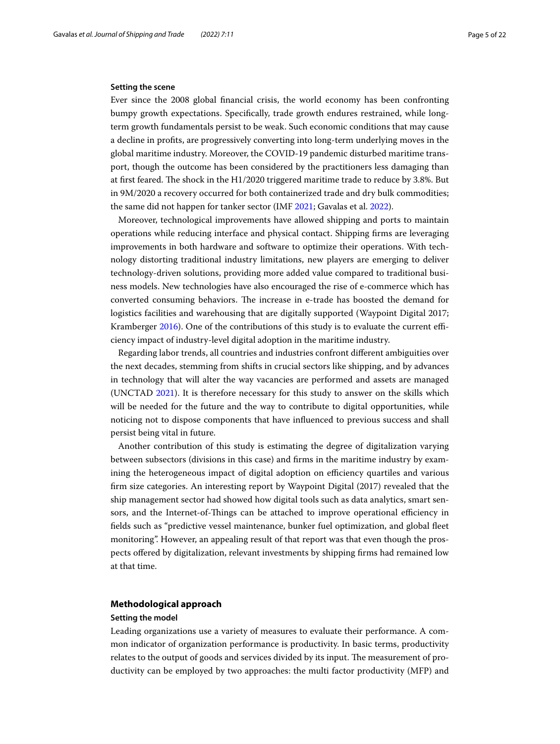### Setting the scene

Ever since the 2008 global financial crisis, the world economy has been confronting bumpy growth expectations. Specifically, trade growth endures restrained, while long-term growth fundamentals persist to be weak. Such economic conditions that may cause a decline in profits, are progressively converting into long-term underlying moves in the global maritime industry. Moreover, the COVID-19 pandemic disturbed maritime transport, though the outcome has been considered by the practitioners less damaging than at first feared. The shock in the H1/2020 triggered maritime trade to reduce by 3.8%. But in 9M/2020 a recovery occurred for both containerized trade and dry bulk commodities; the same did not happen for tanker sector (IMF 2021; Gavalas et al. 2022).

Moreover, technological improvements have allowed shipping and ports to maintain operations while reducing interface and physical contact. Shipping firms are leveraging improvements in both hardware and software to optimize their operations. With technology distorting traditional industry limitations, new players are emerging to deliver technology-driven solutions, providing more added value compared to traditional business models. New technologies have also encouraged the rise of e-commerce which has converted consuming behaviors. The increase in e-trade has boosted the demand for logistics facilities and warehousing that are digitally supported (Waypoint Digital 2017; Kramberger 2016). One of the contributions of this study is to evaluate the current efficiency impact of industry-level digital adoption in the maritime industry.

Regarding labor trends, all countries and industries confront different ambiguities over the next decades, stemming from shifts in crucial sectors like shipping, and by advances in technology that will alter the way vacancies are performed and assets are managed (UNCTAD 2021). It is therefore necessary for this study to answer on the skills which will be needed for the future and the way to contribute to digital opportunities, while noticing not to dispose components that have influenced to previous success and shall persist being vital in future.

Another contribution of this study is estimating the degree of digitalization varying between subsectors (divisions in this case) and firms in the maritime industry by examining the heterogeneous impact of digital adoption on efficiency quartiles and various firm size categories. An interesting report by Waypoint Digital (2017) revealed that the ship management sector had showed how digital tools such as data analytics, smart sensors, and the Internet-of-Things can be attached to improve operational efficiency in fields such as "predictive vessel maintenance, bunker fuel optimization, and global fleet monitoring". However, an appealing result of that report was that even though the prospects offered by digitalization, relevant investments by shipping firms had remained low at that time.

## Methodological approach

### Setting the model

Leading organizations use a variety of measures to evaluate their performance. A common indicator of organization performance is productivity. In basic terms, productivity relates to the output of goods and services divided by its input. The measurement of productivity can be employed by two approaches: the multi factor productivity (MFP) and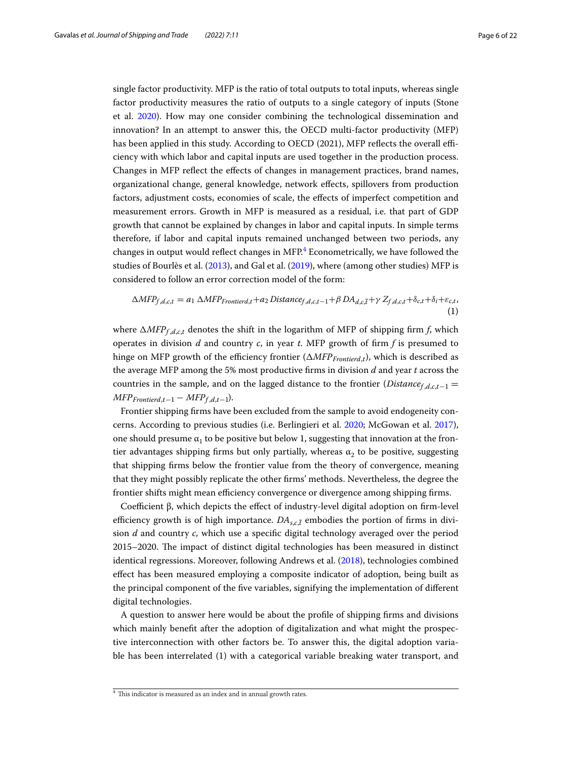single factor productivity. MFP is the ratio of total outputs to total inputs, whereas single factor productivity measures the ratio of outputs to a single category of inputs (Stone et al. 2020). How may one consider combining the technological dissemination and innovation? In an attempt to answer this, the OECD multi-factor productivity (MFP) has been applied in this study. According to OECD (2021), MFP reflects the overall efficiency with which labor and capital inputs are used together in the production process. Changes in MFP reflect the effects of changes in management practices, brand names, organizational change, general knowledge, network effects, spillovers from production factors, adjustment costs, economies of scale, the effects of imperfect competition and measurement errors. Growth in MFP is measured as a residual, i.e. that part of GDP growth that cannot be explained by changes in labor and capital inputs. In simple terms therefore, if labor and capital inputs remained unchanged between two periods, any changes in output would reflect changes in MFP.[4] Econometrically, we have followed the studies of Bourlès et al. (2013), and Gal et al. (2019), where (among other studies) MFP is considered to follow an error correction model of the form:

$$\Delta MFP_{f,d,c,t} = a_1\, \Delta MFP_{Frontierd,t} + a_2\, Distance_{f,d,c,t-1} + \beta\, DA_{d,c,\bar{t}} + \gamma\, Z_{f,d,c,t} + \delta_{c,t} + \delta_i + \varepsilon_{c,t}, \quad (1)$$

where $\Delta MFP_{f,d,c,t}$ denotes the shift in the logarithm of MFP of shipping firm *f*, which operates in division *d* and country *c*, in year *t*. MFP growth of firm *f* is presumed to hinge on MFP growth of the efficiency frontier ($\Delta MFP_{Frontierd,t}$), which is described as the average MFP among the 5% most productive firms in division *d* and year *t* across the countries in the sample, and on the lagged distance to the frontier ($Distance_{f,d,c,t-1} = MFP_{Frontierd,t-1} - MFP_{f,d,t-1}$).

Frontier shipping firms have been excluded from the sample to avoid endogeneity concerns. According to previous studies (i.e. Berlingieri et al. 2020; McGowan et al. 2017), one should presume $\alpha_1$ to be positive but below 1, suggesting that innovation at the frontier advantages shipping firms but only partially, whereas $\alpha_2$ to be positive, suggesting that shipping firms below the frontier value from the theory of convergence, meaning that they might possibly replicate the other firms' methods. Nevertheless, the degree the frontier shifts might mean efficiency convergence or divergence among shipping firms.

Coefficient β, which depicts the effect of industry-level digital adoption on firm-level efficiency growth is of high importance. $DA_{s,c,\bar{t}}$ embodies the portion of firms in division *d* and country *c*, which use a specific digital technology averaged over the period 2015–2020. The impact of distinct digital technologies has been measured in distinct identical regressions. Moreover, following Andrews et al. (2018), technologies combined effect has been measured employing a composite indicator of adoption, being built as the principal component of the five variables, signifying the implementation of different digital technologies.

A question to answer here would be about the profile of shipping firms and divisions which mainly benefit after the adoption of digitalization and what might the prospective interconnection with other factors be. To answer this, the digital adoption variable has been interrelated (1) with a categorical variable breaking water transport, and

[4] This indicator is measured as an index and in annual growth rates.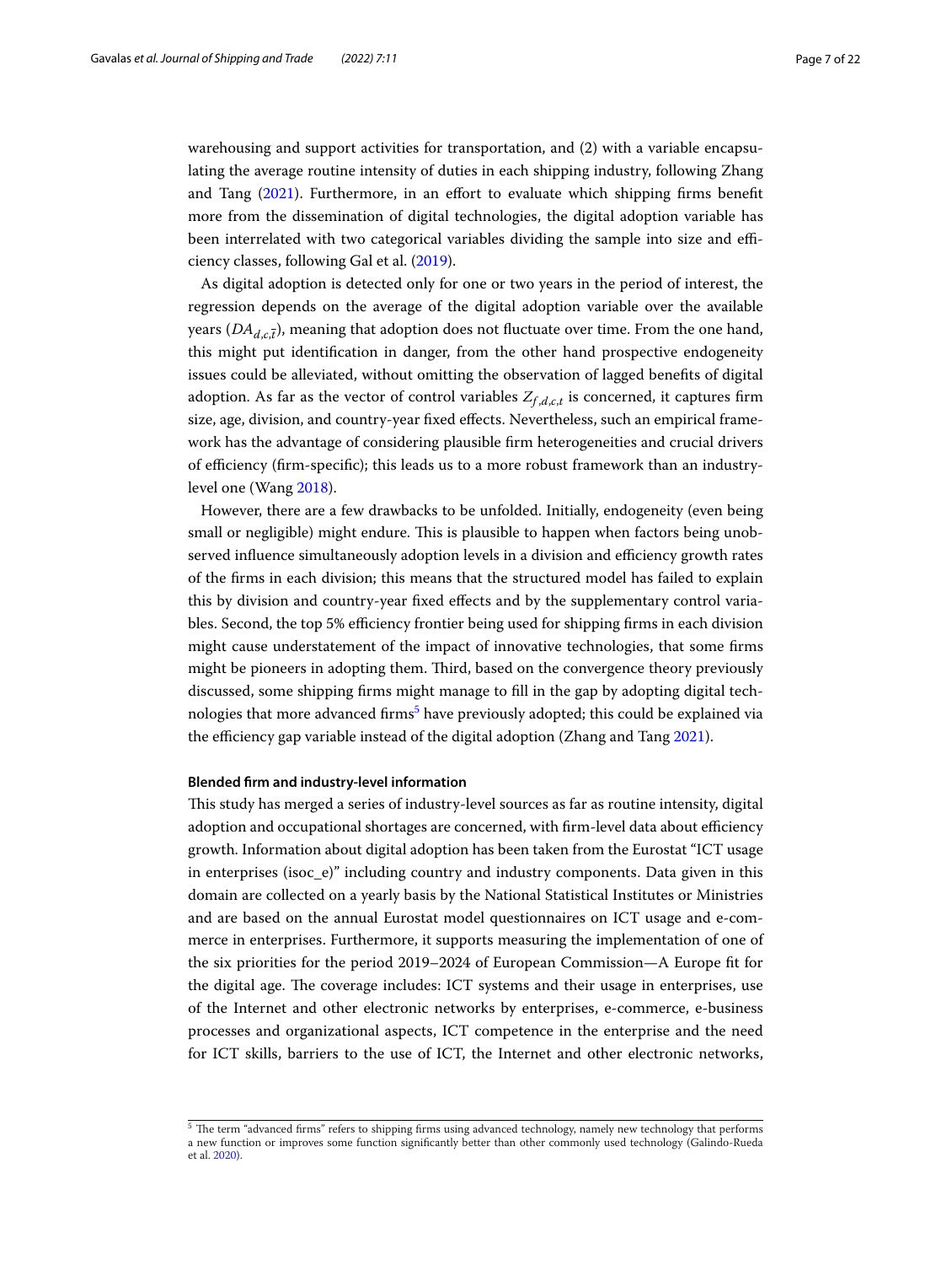warehousing and support activities for transportation, and (2) with a variable encapsulating the average routine intensity of duties in each shipping industry, following Zhang and Tang (2021). Furthermore, in an effort to evaluate which shipping firms benefit more from the dissemination of digital technologies, the digital adoption variable has been interrelated with two categorical variables dividing the sample into size and efficiency classes, following Gal et al. (2019).

As digital adoption is detected only for one or two years in the period of interest, the regression depends on the average of the digital adoption variable over the available years ($DA_{d,c,\bar{t}}$), meaning that adoption does not fluctuate over time. From the one hand, this might put identification in danger, from the other hand prospective endogeneity issues could be alleviated, without omitting the observation of lagged benefits of digital adoption. As far as the vector of control variables $Z_{f,d,c,t}$ is concerned, it captures firm size, age, division, and country-year fixed effects. Nevertheless, such an empirical framework has the advantage of considering plausible firm heterogeneities and crucial drivers of efficiency (firm-specific); this leads us to a more robust framework than an industry-level one (Wang 2018).

However, there are a few drawbacks to be unfolded. Initially, endogeneity (even being small or negligible) might endure. This is plausible to happen when factors being unobserved influence simultaneously adoption levels in a division and efficiency growth rates of the firms in each division; this means that the structured model has failed to explain this by division and country-year fixed effects and by the supplementary control variables. Second, the top 5% efficiency frontier being used for shipping firms in each division might cause understatement of the impact of innovative technologies, that some firms might be pioneers in adopting them. Third, based on the convergence theory previously discussed, some shipping firms might manage to fill in the gap by adopting digital technologies that more advanced firms[5] have previously adopted; this could be explained via the efficiency gap variable instead of the digital adoption (Zhang and Tang 2021).

#### Blended firm and industry-level information

This study has merged a series of industry-level sources as far as routine intensity, digital adoption and occupational shortages are concerned, with firm-level data about efficiency growth. Information about digital adoption has been taken from the Eurostat "ICT usage in enterprises (isoc_e)" including country and industry components. Data given in this domain are collected on a yearly basis by the National Statistical Institutes or Ministries and are based on the annual Eurostat model questionnaires on ICT usage and e-commerce in enterprises. Furthermore, it supports measuring the implementation of one of the six priorities for the period 2019–2024 of European Commission—A Europe fit for the digital age. The coverage includes: ICT systems and their usage in enterprises, use of the Internet and other electronic networks by enterprises, e-commerce, e-business processes and organizational aspects, ICT competence in the enterprise and the need for ICT skills, barriers to the use of ICT, the Internet and other electronic networks,

[5] The term "advanced firms" refers to shipping firms using advanced technology, namely new technology that performs a new function or improves some function significantly better than other commonly used technology (Galindo-Rueda et al. 2020).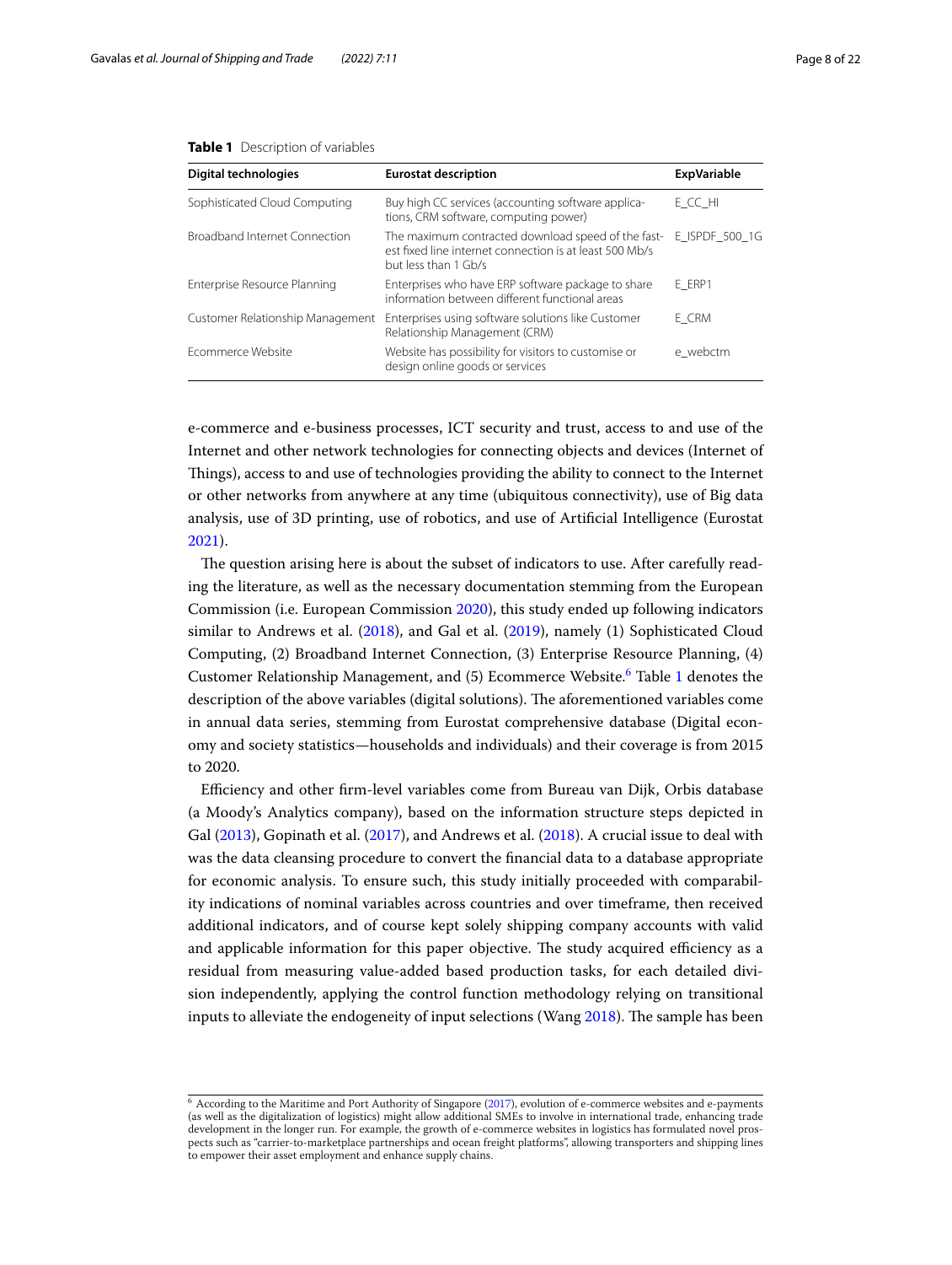**Table 1** Description of variables

| Digital technologies | Eurostat description | ExpVariable |
|---|---|---|
| Sophisticated Cloud Computing | Buy high CC services (accounting software applications, CRM software, computing power) | E_CC_HI |
| Broadband Internet Connection | The maximum contracted download speed of the fastest fixed line internet connection is at least 500 Mb/s but less than 1 Gb/s | E_ISPDF_500_1G |
| Enterprise Resource Planning | Enterprises who have ERP software package to share information between different functional areas | E_ERP1 |
| Customer Relationship Management | Enterprises using software solutions like Customer Relationship Management (CRM) | E_CRM |
| Ecommerce Website | Website has possibility for visitors to customise or design online goods or services | e_webctm |

e-commerce and e-business processes, ICT security and trust, access to and use of the Internet and other network technologies for connecting objects and devices (Internet of Things), access to and use of technologies providing the ability to connect to the Internet or other networks from anywhere at any time (ubiquitous connectivity), use of Big data analysis, use of 3D printing, use of robotics, and use of Artificial Intelligence (Eurostat 2021).

The question arising here is about the subset of indicators to use. After carefully reading the literature, as well as the necessary documentation stemming from the European Commission (i.e. European Commission 2020), this study ended up following indicators similar to Andrews et al. (2018), and Gal et al. (2019), namely (1) Sophisticated Cloud Computing, (2) Broadband Internet Connection, (3) Enterprise Resource Planning, (4) Customer Relationship Management, and (5) Ecommerce Website.[6] Table 1 denotes the description of the above variables (digital solutions). The aforementioned variables come in annual data series, stemming from Eurostat comprehensive database (Digital economy and society statistics—households and individuals) and their coverage is from 2015 to 2020.

Efficiency and other firm-level variables come from Bureau van Dijk, Orbis database (a Moody's Analytics company), based on the information structure steps depicted in Gal (2013), Gopinath et al. (2017), and Andrews et al. (2018). A crucial issue to deal with was the data cleansing procedure to convert the financial data to a database appropriate for economic analysis. To ensure such, this study initially proceeded with comparability indications of nominal variables across countries and over timeframe, then received additional indicators, and of course kept solely shipping company accounts with valid and applicable information for this paper objective. The study acquired efficiency as a residual from measuring value-added based production tasks, for each detailed division independently, applying the control function methodology relying on transitional inputs to alleviate the endogeneity of input selections (Wang 2018). The sample has been

[6] According to the Maritime and Port Authority of Singapore (2017), evolution of e-commerce websites and e-payments (as well as the digitalization of logistics) might allow additional SMEs to involve in international trade, enhancing trade development in the longer run. For example, the growth of e-commerce websites in logistics has formulated novel prospects such as "carrier-to-marketplace partnerships and ocean freight platforms", allowing transporters and shipping lines to empower their asset employment and enhance supply chains.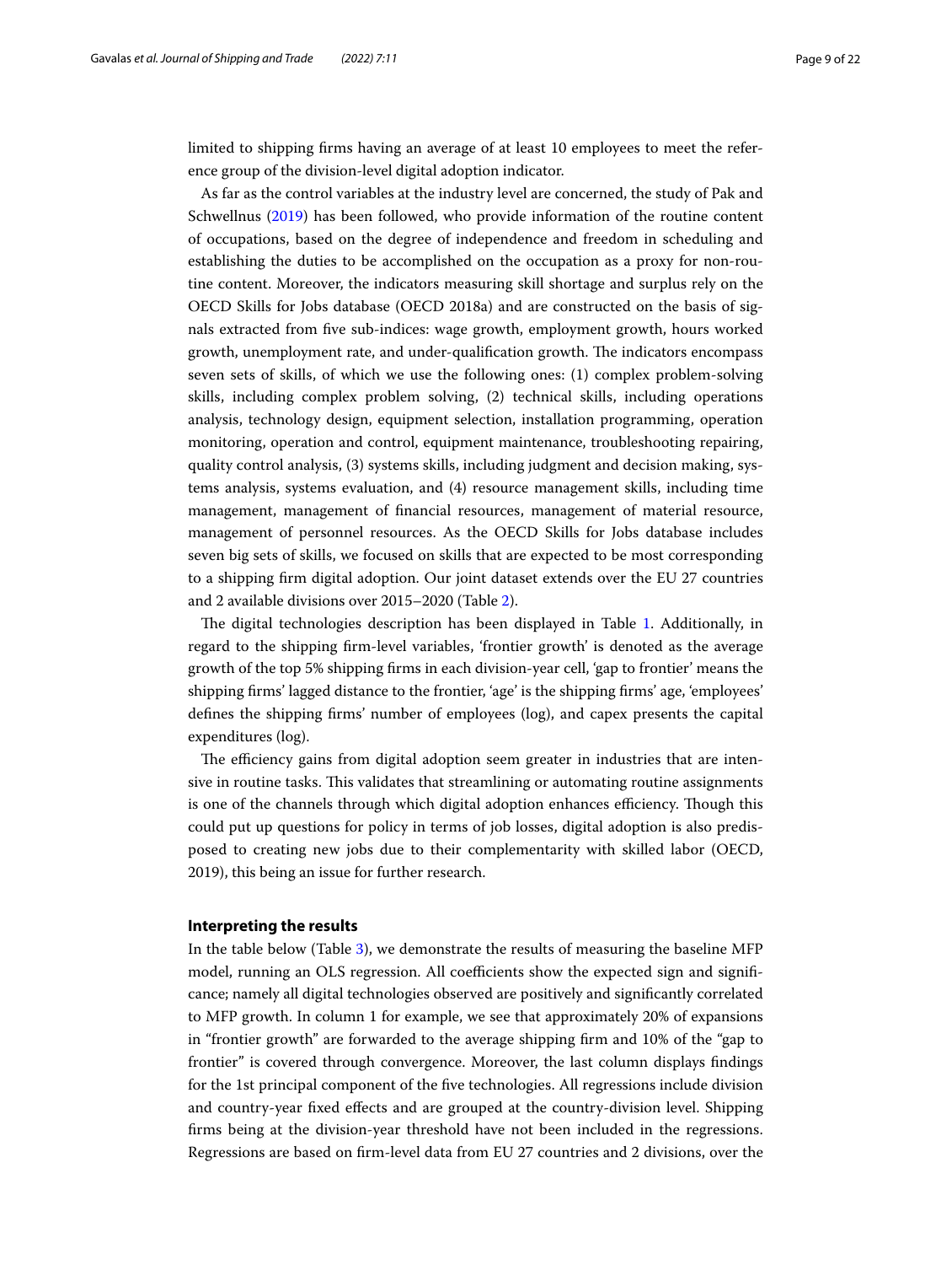limited to shipping firms having an average of at least 10 employees to meet the reference group of the division-level digital adoption indicator.

As far as the control variables at the industry level are concerned, the study of Pak and Schwellnus (2019) has been followed, who provide information of the routine content of occupations, based on the degree of independence and freedom in scheduling and establishing the duties to be accomplished on the occupation as a proxy for non-routine content. Moreover, the indicators measuring skill shortage and surplus rely on the OECD Skills for Jobs database (OECD 2018a) and are constructed on the basis of signals extracted from five sub-indices: wage growth, employment growth, hours worked growth, unemployment rate, and under-qualification growth. The indicators encompass seven sets of skills, of which we use the following ones: (1) complex problem-solving skills, including complex problem solving, (2) technical skills, including operations analysis, technology design, equipment selection, installation programming, operation monitoring, operation and control, equipment maintenance, troubleshooting repairing, quality control analysis, (3) systems skills, including judgment and decision making, systems analysis, systems evaluation, and (4) resource management skills, including time management, management of financial resources, management of material resource, management of personnel resources. As the OECD Skills for Jobs database includes seven big sets of skills, we focused on skills that are expected to be most corresponding to a shipping firm digital adoption. Our joint dataset extends over the EU 27 countries and 2 available divisions over 2015–2020 (Table 2).

The digital technologies description has been displayed in Table 1. Additionally, in regard to the shipping firm-level variables, 'frontier growth' is denoted as the average growth of the top 5% shipping firms in each division-year cell, 'gap to frontier' means the shipping firms' lagged distance to the frontier, 'age' is the shipping firms' age, 'employees' defines the shipping firms' number of employees (log), and capex presents the capital expenditures (log).

The efficiency gains from digital adoption seem greater in industries that are intensive in routine tasks. This validates that streamlining or automating routine assignments is one of the channels through which digital adoption enhances efficiency. Though this could put up questions for policy in terms of job losses, digital adoption is also predisposed to creating new jobs due to their complementarity with skilled labor (OECD, 2019), this being an issue for further research.

## Interpreting the results

In the table below (Table 3), we demonstrate the results of measuring the baseline MFP model, running an OLS regression. All coefficients show the expected sign and significance; namely all digital technologies observed are positively and significantly correlated to MFP growth. In column 1 for example, we see that approximately 20% of expansions in "frontier growth" are forwarded to the average shipping firm and 10% of the "gap to frontier" is covered through convergence. Moreover, the last column displays findings for the 1st principal component of the five technologies. All regressions include division and country-year fixed effects and are grouped at the country-division level. Shipping firms being at the division-year threshold have not been included in the regressions. Regressions are based on firm-level data from EU 27 countries and 2 divisions, over the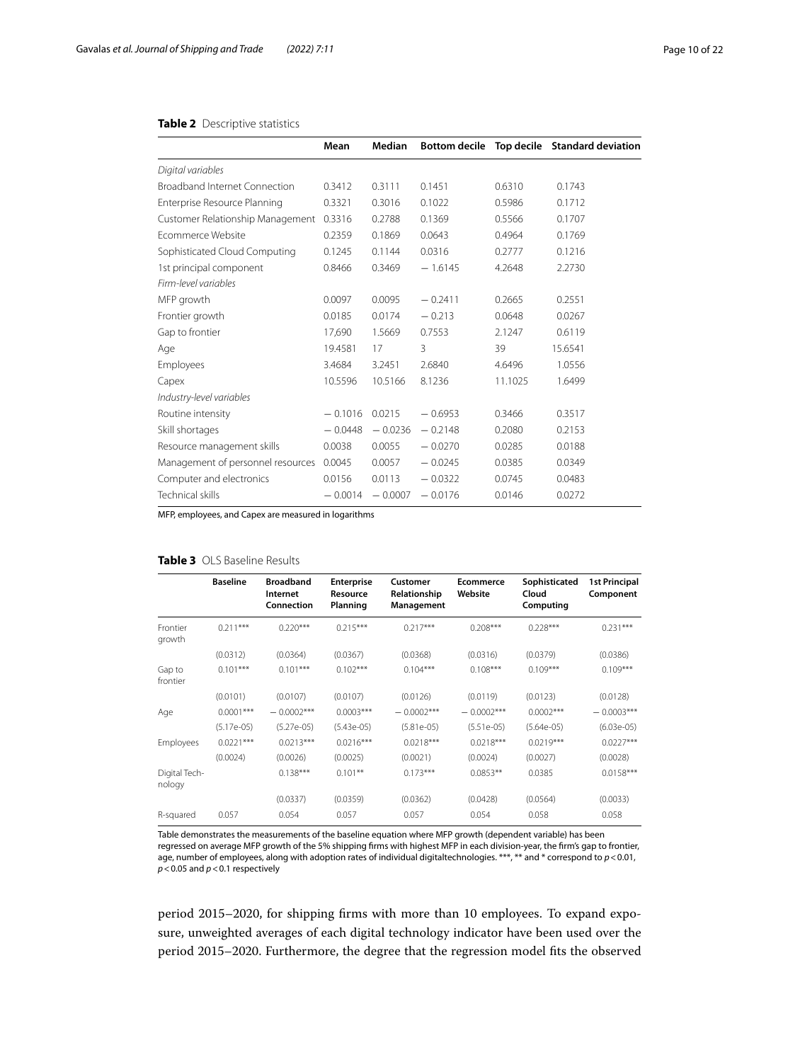**Table 2** Descriptive statistics

| | Mean | Median | Bottom decile | Top decile | Standard deviation |
|---|---|---|---|---|---|
| *Digital variables* | | | | | |
| Broadband Internet Connection | 0.3412 | 0.3111 | 0.1451 | 0.6310 | 0.1743 |
| Enterprise Resource Planning | 0.3321 | 0.3016 | 0.1022 | 0.5986 | 0.1712 |
| Customer Relationship Management | 0.3316 | 0.2788 | 0.1369 | 0.5566 | 0.1707 |
| Ecommerce Website | 0.2359 | 0.1869 | 0.0643 | 0.4964 | 0.1769 |
| Sophisticated Cloud Computing | 0.1245 | 0.1144 | 0.0316 | 0.2777 | 0.1216 |
| 1st principal component | 0.8466 | 0.3469 | − 1.6145 | 4.2648 | 2.2730 |
| *Firm-level variables* | | | | | |
| MFP growth | 0.0097 | 0.0095 | − 0.2411 | 0.2665 | 0.2551 |
| Frontier growth | 0.0185 | 0.0174 | − 0.213 | 0.0648 | 0.0267 |
| Gap to frontier | 17,690 | 1.5669 | 0.7553 | 2.1247 | 0.6119 |
| Age | 19.4581 | 17 | 3 | 39 | 15.6541 |
| Employees | 3.4684 | 3.2451 | 2.6840 | 4.6496 | 1.0556 |
| Capex | 10.5596 | 10.5166 | 8.1236 | 11.1025 | 1.6499 |
| *Industry-level variables* | | | | | |
| Routine intensity | − 0.1016 | 0.0215 | − 0.6953 | 0.3466 | 0.3517 |
| Skill shortages | − 0.0448 | − 0.0236 | − 0.2148 | 0.2080 | 0.2153 |
| Resource management skills | 0.0038 | 0.0055 | − 0.0270 | 0.0285 | 0.0188 |
| Management of personnel resources | 0.0045 | 0.0057 | − 0.0245 | 0.0385 | 0.0349 |
| Computer and electronics | 0.0156 | 0.0113 | − 0.0322 | 0.0745 | 0.0483 |
| Technical skills | − 0.0014 | − 0.0007 | − 0.0176 | 0.0146 | 0.0272 |

MFP, employees, and Capex are measured in logarithms

**Table 3** OLS Baseline Results

| | Baseline | Broadband Internet Connection | Enterprise Resource Planning | Customer Relationship Management | Ecommerce Website | Sophisticated Cloud Computing | 1st Principal Component |
|---|---|---|---|---|---|---|---|
| Frontier growth | 0.211*** | 0.220*** | 0.215*** | 0.217*** | 0.208*** | 0.228*** | 0.231*** |
| | (0.0312) | (0.0364) | (0.0367) | (0.0368) | (0.0316) | (0.0379) | (0.0386) |
| Gap to frontier | 0.101*** | 0.101*** | 0.102*** | 0.104*** | 0.108*** | 0.109*** | 0.109*** |
| | (0.0101) | (0.0107) | (0.0107) | (0.0126) | (0.0119) | (0.0123) | (0.0128) |
| Age | 0.0001*** | − 0.0002*** | 0.0003*** | − 0.0002*** | − 0.0002*** | 0.0002*** | − 0.0003*** |
| | (5.17e-05) | (5.27e-05) | (5.43e-05) | (5.81e-05) | (5.51e-05) | (5.64e-05) | (6.03e-05) |
| Employees | 0.0221*** | 0.0213*** | 0.0216*** | 0.0218*** | 0.0218*** | 0.0219*** | 0.0227*** |
| | (0.0024) | (0.0026) | (0.0025) | (0.0021) | (0.0024) | (0.0027) | (0.0028) |
| Digital Technology | | 0.138*** | 0.101** | 0.173*** | 0.0853** | 0.0385 | 0.0158*** |
| | | (0.0337) | (0.0359) | (0.0362) | (0.0428) | (0.0564) | (0.0033) |
| R-squared | 0.057 | 0.054 | 0.057 | 0.057 | 0.054 | 0.058 | 0.058 |

Table demonstrates the measurements of the baseline equation where MFP growth (dependent variable) has been regressed on average MFP growth of the 5% shipping firms with highest MFP in each division-year, the firm's gap to frontier, age, number of employees, along with adoption rates of individual digitaltechnologies. ***, ** and * correspond to $p < 0.01$, $p < 0.05$ and $p < 0.1$ respectively

period 2015–2020, for shipping firms with more than 10 employees. To expand exposure, unweighted averages of each digital technology indicator have been used over the period 2015–2020. Furthermore, the degree that the regression model fits the observed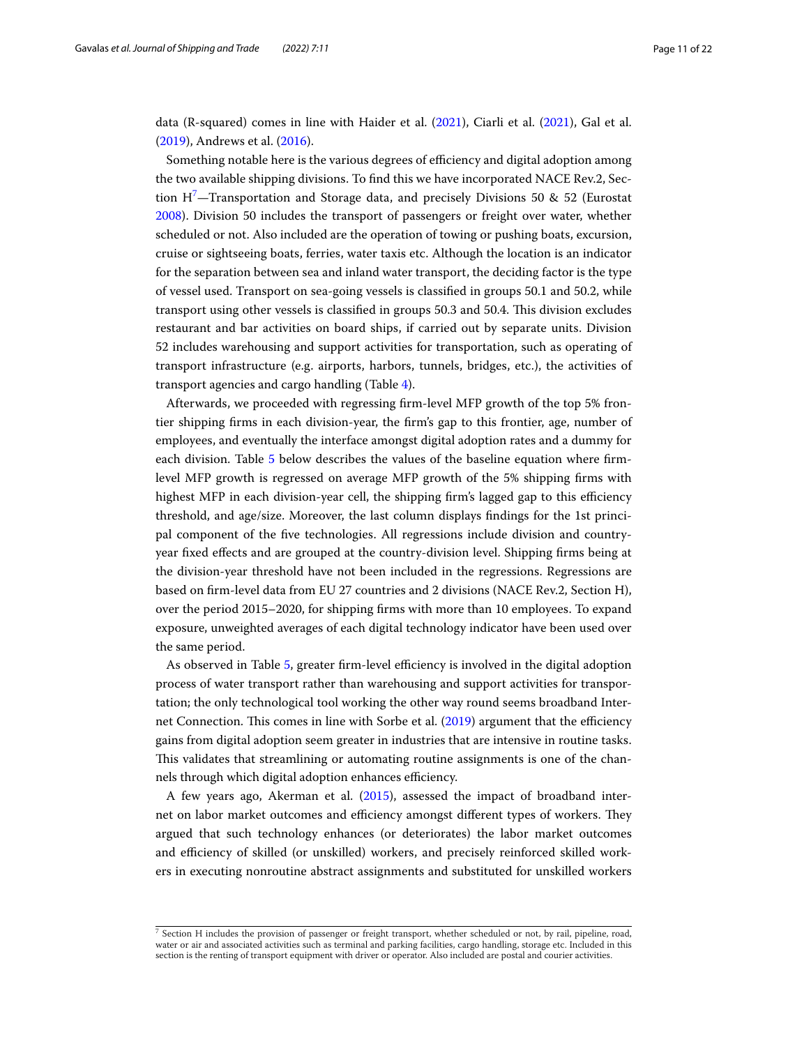data (R-squared) comes in line with Haider et al. (2021), Ciarli et al. (2021), Gal et al. (2019), Andrews et al. (2016).

Something notable here is the various degrees of efficiency and digital adoption among the two available shipping divisions. To find this we have incorporated NACE Rev.2, Section H[7]—Transportation and Storage data, and precisely Divisions 50 & 52 (Eurostat 2008). Division 50 includes the transport of passengers or freight over water, whether scheduled or not. Also included are the operation of towing or pushing boats, excursion, cruise or sightseeing boats, ferries, water taxis etc. Although the location is an indicator for the separation between sea and inland water transport, the deciding factor is the type of vessel used. Transport on sea-going vessels is classified in groups 50.1 and 50.2, while transport using other vessels is classified in groups 50.3 and 50.4. This division excludes restaurant and bar activities on board ships, if carried out by separate units. Division 52 includes warehousing and support activities for transportation, such as operating of transport infrastructure (e.g. airports, harbors, tunnels, bridges, etc.), the activities of transport agencies and cargo handling (Table 4).

Afterwards, we proceeded with regressing firm-level MFP growth of the top 5% frontier shipping firms in each division-year, the firm's gap to this frontier, age, number of employees, and eventually the interface amongst digital adoption rates and a dummy for each division. Table 5 below describes the values of the baseline equation where firm-level MFP growth is regressed on average MFP growth of the 5% shipping firms with highest MFP in each division-year cell, the shipping firm's lagged gap to this efficiency threshold, and age/size. Moreover, the last column displays findings for the 1st principal component of the five technologies. All regressions include division and country-year fixed effects and are grouped at the country-division level. Shipping firms being at the division-year threshold have not been included in the regressions. Regressions are based on firm-level data from EU 27 countries and 2 divisions (NACE Rev.2, Section H), over the period 2015–2020, for shipping firms with more than 10 employees. To expand exposure, unweighted averages of each digital technology indicator have been used over the same period.

As observed in Table 5, greater firm-level efficiency is involved in the digital adoption process of water transport rather than warehousing and support activities for transportation; the only technological tool working the other way round seems broadband Internet Connection. This comes in line with Sorbe et al. (2019) argument that the efficiency gains from digital adoption seem greater in industries that are intensive in routine tasks. This validates that streamlining or automating routine assignments is one of the channels through which digital adoption enhances efficiency.

A few years ago, Akerman et al. (2015), assessed the impact of broadband internet on labor market outcomes and efficiency amongst different types of workers. They argued that such technology enhances (or deteriorates) the labor market outcomes and efficiency of skilled (or unskilled) workers, and precisely reinforced skilled workers in executing nonroutine abstract assignments and substituted for unskilled workers

[7] Section H includes the provision of passenger or freight transport, whether scheduled or not, by rail, pipeline, road, water or air and associated activities such as terminal and parking facilities, cargo handling, storage etc. Included in this section is the renting of transport equipment with driver or operator. Also included are postal and courier activities.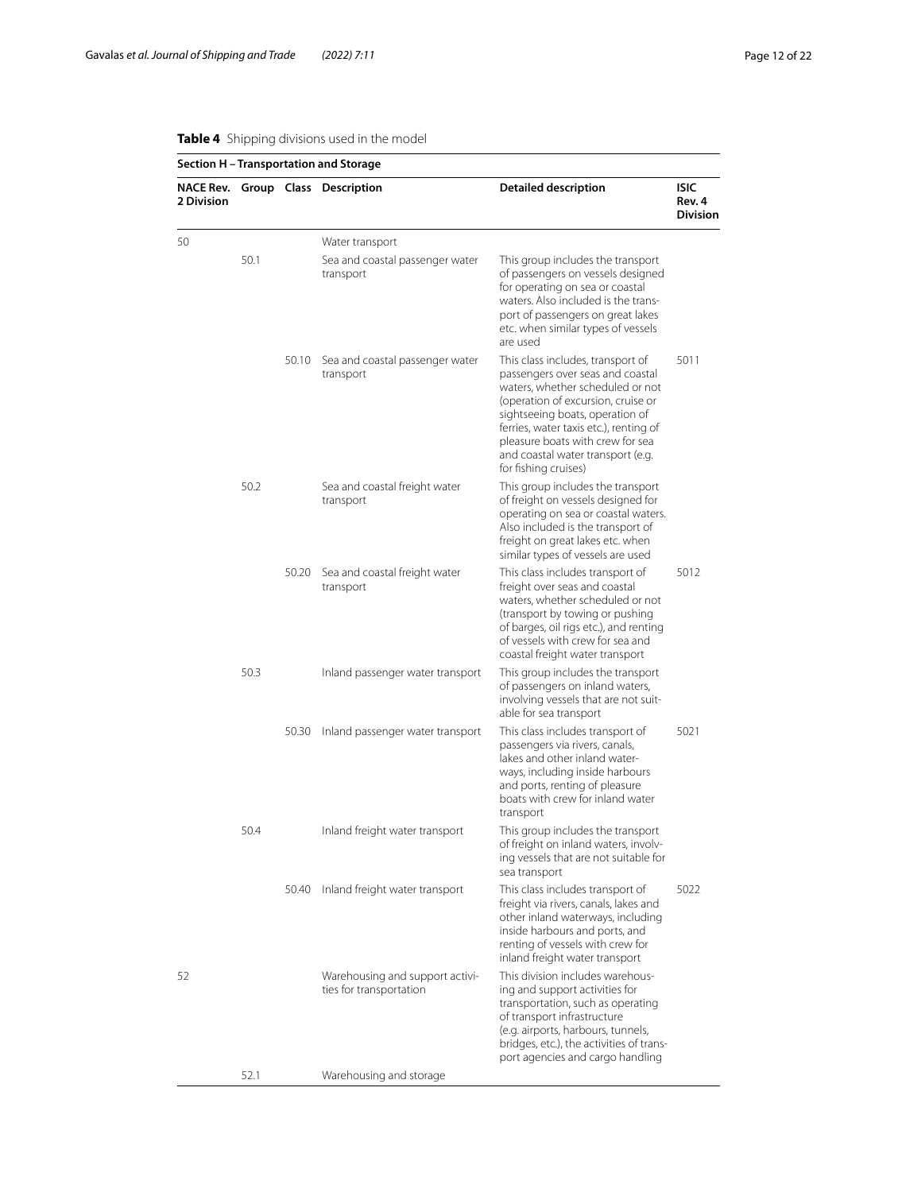**Table 4** Shipping divisions used in the model

| Section H – Transportation and Storage | | | | | |
|---|---|---|---|---|---|
| **NACE Rev. 2 Division** | **Group** | **Class** | **Description** | **Detailed description** | **ISIC Rev. 4 Division** |
| 50 | | | Water transport | | |
| | 50.1 | | Sea and coastal passenger water transport | This group includes the transport of passengers on vessels designed for operating on sea or coastal waters. Also included is the transport of passengers on great lakes etc. when similar types of vessels are used | |
| | | 50.10 | Sea and coastal passenger water transport | This class includes, transport of passengers over seas and coastal waters, whether scheduled or not (operation of excursion, cruise or sightseeing boats, operation of ferries, water taxis etc.), renting of pleasure boats with crew for sea and coastal water transport (e.g. for fishing cruises) | 5011 |
| | 50.2 | | Sea and coastal freight water transport | This group includes the transport of freight on vessels designed for operating on sea or coastal waters. Also included is the transport of freight on great lakes etc. when similar types of vessels are used | |
| | | 50.20 | Sea and coastal freight water transport | This class includes transport of freight over seas and coastal waters, whether scheduled or not (transport by towing or pushing of barges, oil rigs etc.), and renting of vessels with crew for sea and coastal freight water transport | 5012 |
| | 50.3 | | Inland passenger water transport | This group includes the transport of passengers on inland waters, involving vessels that are not suitable for sea transport | |
| | | 50.30 | Inland passenger water transport | This class includes transport of passengers via rivers, canals, lakes and other inland waterways, including inside harbours and ports, renting of pleasure boats with crew for inland water transport | 5021 |
| | 50.4 | | Inland freight water transport | This group includes the transport of freight on inland waters, involving vessels that are not suitable for sea transport | |
| | | 50.40 | Inland freight water transport | This class includes transport of freight via rivers, canals, lakes and other inland waterways, including inside harbours and ports, and renting of vessels with crew for inland freight water transport | 5022 |
| 52 | | | Warehousing and support activities for transportation | This division includes warehousing and support activities for transportation, such as operating of transport infrastructure (e.g. airports, harbours, tunnels, bridges, etc.), the activities of transport agencies and cargo handling | |
| | 52.1 | | Warehousing and storage | | |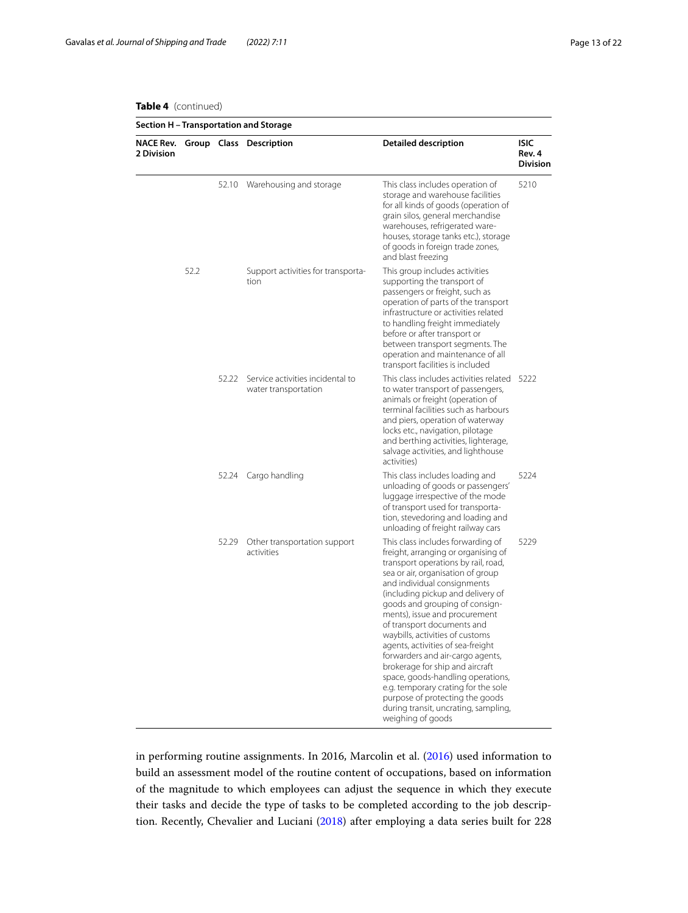**Table 4** (continued)

| Section H – Transportation and Storage | | | | | |
|---|---|---|---|---|---|
| **NACE Rev. 2 Division** | **Group** | **Class** | **Description** | **Detailed description** | **ISIC Rev. 4 Division** |
| | | 52.10 | Warehousing and storage | This class includes operation of storage and warehouse facilities for all kinds of goods (operation of grain silos, general merchandise warehouses, refrigerated warehouses, storage tanks etc.), storage of goods in foreign trade zones, and blast freezing | 5210 |
| | 52.2 | | Support activities for transportation | This group includes activities supporting the transport of passengers or freight, such as operation of parts of the transport infrastructure or activities related to handling freight immediately before or after transport or between transport segments. The operation and maintenance of all transport facilities is included | |
| | | 52.22 | Service activities incidental to water transportation | This class includes activities related to water transport of passengers, animals or freight (operation of terminal facilities such as harbours and piers, operation of waterway locks etc., navigation, pilotage and berthing activities, lighterage, salvage activities, and lighthouse activities) | 5222 |
| | | 52.24 | Cargo handling | This class includes loading and unloading of goods or passengers' luggage irrespective of the mode of transport used for transportation, stevedoring and loading and unloading of freight railway cars | 5224 |
| | | 52.29 | Other transportation support activities | This class includes forwarding of freight, arranging or organising of transport operations by rail, road, sea or air, organisation of group and individual consignments (including pickup and delivery of goods and grouping of consignments), issue and procurement of transport documents and waybills, activities of customs agents, activities of sea-freight forwarders and air-cargo agents, brokerage for ship and aircraft space, goods-handling operations, e.g. temporary crating for the sole purpose of protecting the goods during transit, uncrating, sampling, weighing of goods | 5229 |

in performing routine assignments. In 2016, Marcolin et al. (2016) used information to build an assessment model of the routine content of occupations, based on information of the magnitude to which employees can adjust the sequence in which they execute their tasks and decide the type of tasks to be completed according to the job description. Recently, Chevalier and Luciani (2018) after employing a data series built for 228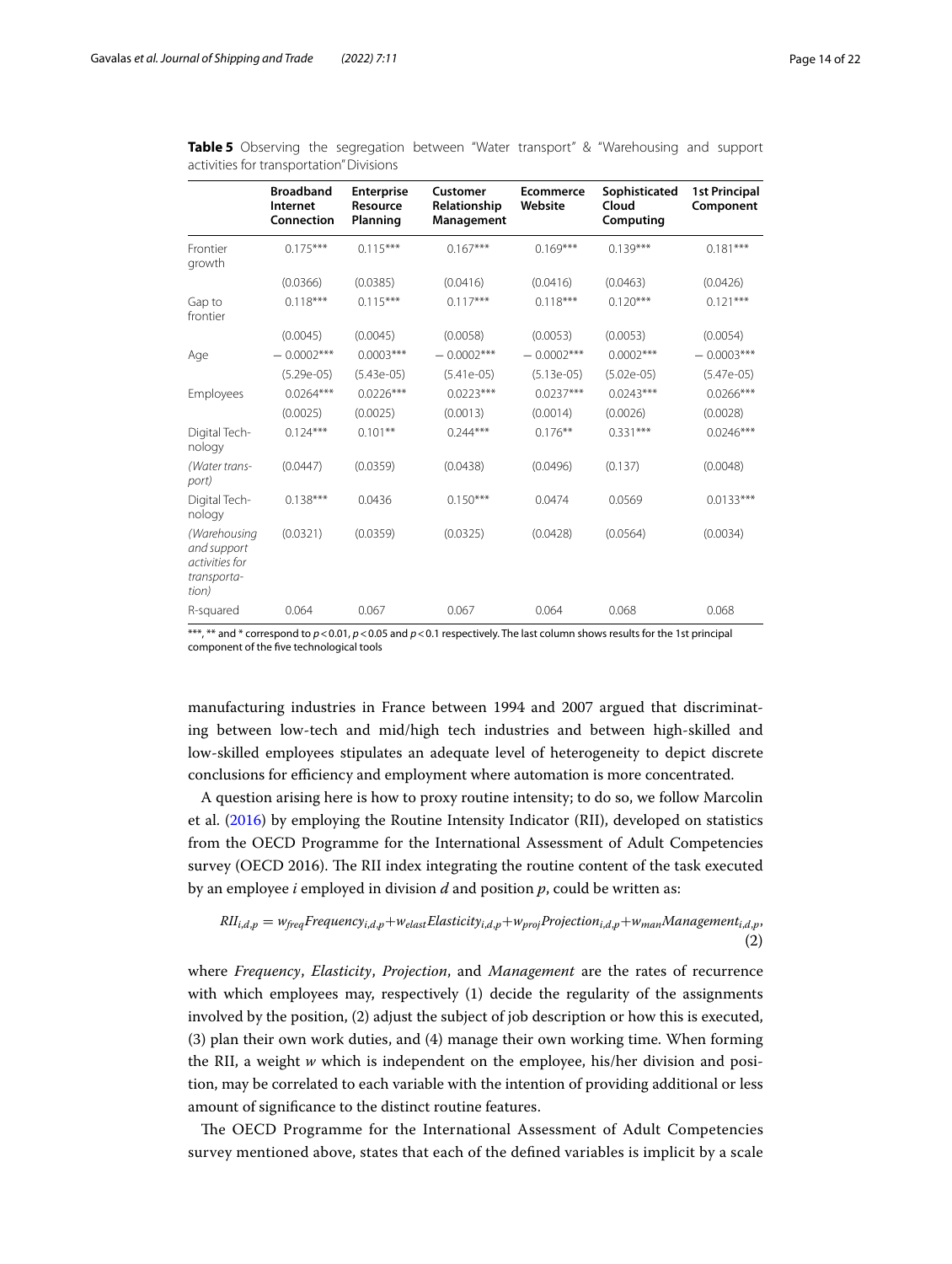**Table 5** Observing the segregation between "Water transport" & "Warehousing and support activities for transportation" Divisions

| | Broadband Internet Connection | Enterprise Resource Planning | Customer Relationship Management | Ecommerce Website | Sophisticated Cloud Computing | 1st Principal Component |
|---|---|---|---|---|---|---|
| Frontier growth | 0.175*** | 0.115*** | 0.167*** | 0.169*** | 0.139*** | 0.181*** |
| | (0.0366) | (0.0385) | (0.0416) | (0.0416) | (0.0463) | (0.0426) |
| Gap to frontier | 0.118*** | 0.115*** | 0.117*** | 0.118*** | 0.120*** | 0.121*** |
| | (0.0045) | (0.0045) | (0.0058) | (0.0053) | (0.0053) | (0.0054) |
| Age | − 0.0002*** | 0.0003*** | − 0.0002*** | − 0.0002*** | 0.0002*** | − 0.0003*** |
| | (5.29e-05) | (5.43e-05) | (5.41e-05) | (5.13e-05) | (5.02e-05) | (5.47e-05) |
| Employees | 0.0264*** | 0.0226*** | 0.0223*** | 0.0237*** | 0.0243*** | 0.0266*** |
| | (0.0025) | (0.0025) | (0.0013) | (0.0014) | (0.0026) | (0.0028) |
| Digital Technology | 0.124*** | 0.101** | 0.244*** | 0.176** | 0.331*** | 0.0246*** |
| *(Water transport)* | (0.0447) | (0.0359) | (0.0438) | (0.0496) | (0.137) | (0.0048) |
| Digital Technology | 0.138*** | 0.0436 | 0.150*** | 0.0474 | 0.0569 | 0.0133*** |
| *(Warehousing and support activities for transportation)* | (0.0321) | (0.0359) | (0.0325) | (0.0428) | (0.0564) | (0.0034) |
| R-squared | 0.064 | 0.067 | 0.067 | 0.064 | 0.068 | 0.068 |

***, ** and * correspond to $p<0.01$, $p<0.05$ and $p<0.1$ respectively. The last column shows results for the 1st principal component of the five technological tools

manufacturing industries in France between 1994 and 2007 argued that discriminating between low-tech and mid/high tech industries and between high-skilled and low-skilled employees stipulates an adequate level of heterogeneity to depict discrete conclusions for efficiency and employment where automation is more concentrated.

A question arising here is how to proxy routine intensity; to do so, we follow Marcolin et al. (2016) by employing the Routine Intensity Indicator (RII), developed on statistics from the OECD Programme for the International Assessment of Adult Competencies survey (OECD 2016). The RII index integrating the routine content of the task executed by an employee $i$ employed in division $d$ and position $p$, could be written as:

$$RII_{i,d,p} = w_{freq}Frequency_{i,d,p} + w_{elast}Elasticity_{i,d,p} + w_{proj}Projection_{i,d,p} + w_{man}Management_{i,d,p}, \tag{2}$$

where *Frequency*, *Elasticity*, *Projection*, and *Management* are the rates of recurrence with which employees may, respectively (1) decide the regularity of the assignments involved by the position, (2) adjust the subject of job description or how this is executed, (3) plan their own work duties, and (4) manage their own working time. When forming the RII, a weight $w$ which is independent on the employee, his/her division and position, may be correlated to each variable with the intention of providing additional or less amount of significance to the distinct routine features.

The OECD Programme for the International Assessment of Adult Competencies survey mentioned above, states that each of the defined variables is implicit by a scale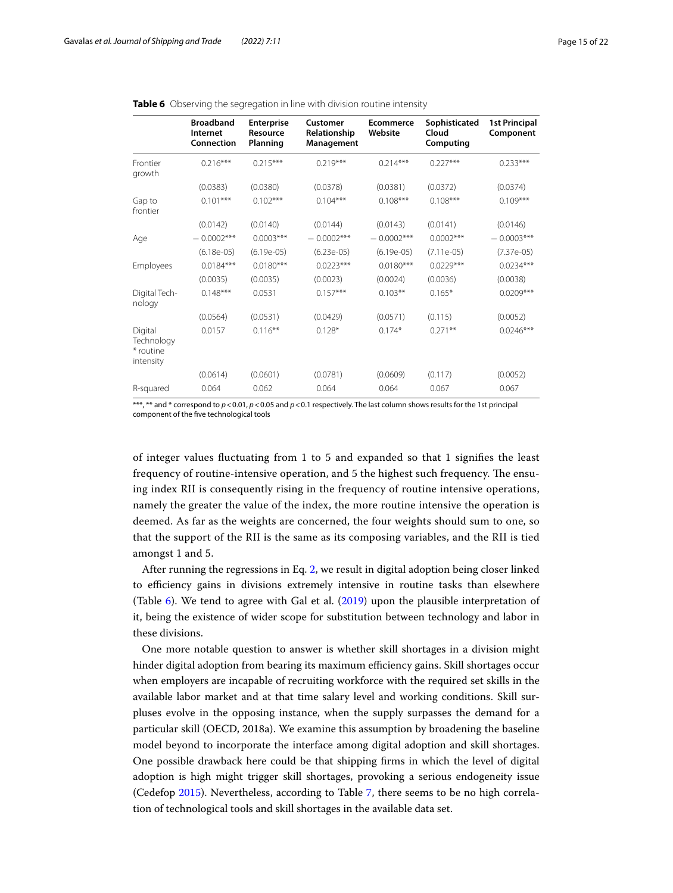**Table 6** Observing the segregation in line with division routine intensity

| | Broadband Internet Connection | Enterprise Resource Planning | Customer Relationship Management | Ecommerce Website | Sophisticated Cloud Computing | 1st Principal Component |
|---|---|---|---|---|---|---|
| Frontier growth | 0.216*** | 0.215*** | 0.219*** | 0.214*** | 0.227*** | 0.233*** |
| | (0.0383) | (0.0380) | (0.0378) | (0.0381) | (0.0372) | (0.0374) |
| Gap to frontier | 0.101*** | 0.102*** | 0.104*** | 0.108*** | 0.108*** | 0.109*** |
| | (0.0142) | (0.0140) | (0.0144) | (0.0143) | (0.0141) | (0.0146) |
| Age | − 0.0002*** | 0.0003*** | − 0.0002*** | − 0.0002*** | 0.0002*** | − 0.0003*** |
| | (6.18e-05) | (6.19e-05) | (6.23e-05) | (6.19e-05) | (7.11e-05) | (7.37e-05) |
| Employees | 0.0184*** | 0.0180*** | 0.0223*** | 0.0180*** | 0.0229*** | 0.0234*** |
| | (0.0035) | (0.0035) | (0.0023) | (0.0024) | (0.0036) | (0.0038) |
| Digital Technology | 0.148*** | 0.0531 | 0.157*** | 0.103** | 0.165* | 0.0209*** |
| | (0.0564) | (0.0531) | (0.0429) | (0.0571) | (0.115) | (0.0052) |
| Digital Technology * routine intensity | 0.0157 | 0.116** | 0.128* | 0.174* | 0.271** | 0.0246*** |
| | (0.0614) | (0.0601) | (0.0781) | (0.0609) | (0.117) | (0.0052) |
| R-squared | 0.064 | 0.062 | 0.064 | 0.064 | 0.067 | 0.067 |

***, ** and * correspond to $p < 0.01$, $p < 0.05$ and $p < 0.1$ respectively. The last column shows results for the 1st principal component of the five technological tools

of integer values fluctuating from 1 to 5 and expanded so that 1 signifies the least frequency of routine-intensive operation, and 5 the highest such frequency. The ensuing index RII is consequently rising in the frequency of routine intensive operations, namely the greater the value of the index, the more routine intensive the operation is deemed. As far as the weights are concerned, the four weights should sum to one, so that the support of the RII is the same as its composing variables, and the RII is tied amongst 1 and 5.

After running the regressions in Eq. 2, we result in digital adoption being closer linked to efficiency gains in divisions extremely intensive in routine tasks than elsewhere (Table 6). We tend to agree with Gal et al. (2019) upon the plausible interpretation of it, being the existence of wider scope for substitution between technology and labor in these divisions.

One more notable question to answer is whether skill shortages in a division might hinder digital adoption from bearing its maximum efficiency gains. Skill shortages occur when employers are incapable of recruiting workforce with the required set skills in the available labor market and at that time salary level and working conditions. Skill surpluses evolve in the opposing instance, when the supply surpasses the demand for a particular skill (OECD, 2018a). We examine this assumption by broadening the baseline model beyond to incorporate the interface among digital adoption and skill shortages. One possible drawback here could be that shipping firms in which the level of digital adoption is high might trigger skill shortages, provoking a serious endogeneity issue (Cedefop 2015). Nevertheless, according to Table 7, there seems to be no high correlation of technological tools and skill shortages in the available data set.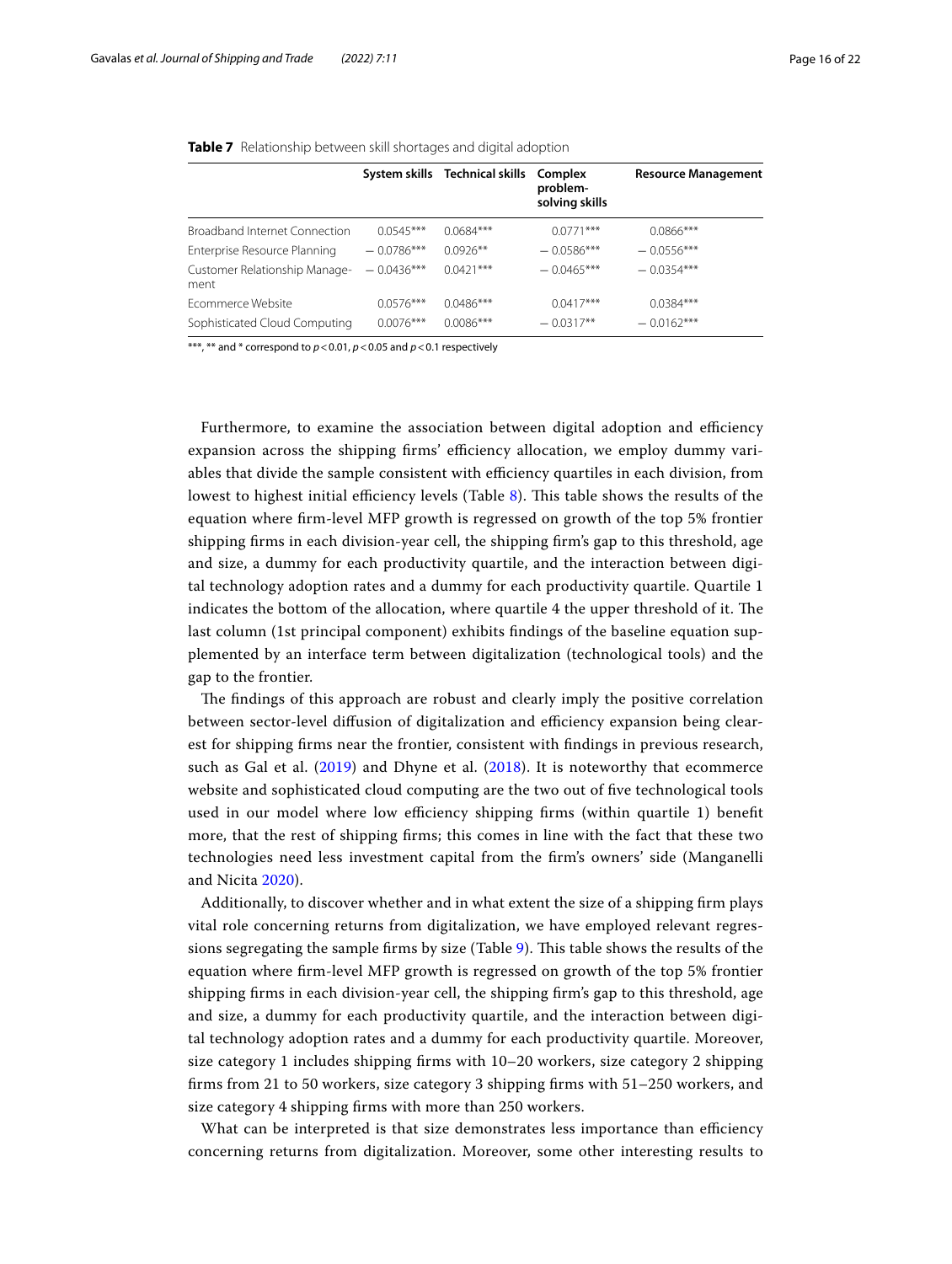**Table 7** Relationship between skill shortages and digital adoption

| | System skills | Technical skills | Complex problem-solving skills | Resource Management |
|---|---|---|---|---|
| Broadband Internet Connection | 0.0545*** | 0.0684*** | 0.0771*** | 0.0866*** |
| Enterprise Resource Planning | − 0.0786*** | 0.0926** | − 0.0586*** | − 0.0556*** |
| Customer Relationship Management | − 0.0436*** | 0.0421*** | − 0.0465*** | − 0.0354*** |
| Ecommerce Website | 0.0576*** | 0.0486*** | 0.0417*** | 0.0384*** |
| Sophisticated Cloud Computing | 0.0076*** | 0.0086*** | − 0.0317** | − 0.0162*** |

***, ** and * correspond to $p<0.01$, $p<0.05$ and $p<0.1$ respectively

Furthermore, to examine the association between digital adoption and efficiency expansion across the shipping firms' efficiency allocation, we employ dummy variables that divide the sample consistent with efficiency quartiles in each division, from lowest to highest initial efficiency levels (Table 8). This table shows the results of the equation where firm-level MFP growth is regressed on growth of the top 5% frontier shipping firms in each division-year cell, the shipping firm's gap to this threshold, age and size, a dummy for each productivity quartile, and the interaction between digital technology adoption rates and a dummy for each productivity quartile. Quartile 1 indicates the bottom of the allocation, where quartile 4 the upper threshold of it. The last column (1st principal component) exhibits findings of the baseline equation supplemented by an interface term between digitalization (technological tools) and the gap to the frontier.

The findings of this approach are robust and clearly imply the positive correlation between sector-level diffusion of digitalization and efficiency expansion being clearest for shipping firms near the frontier, consistent with findings in previous research, such as Gal et al. (2019) and Dhyne et al. (2018). It is noteworthy that ecommerce website and sophisticated cloud computing are the two out of five technological tools used in our model where low efficiency shipping firms (within quartile 1) benefit more, that the rest of shipping firms; this comes in line with the fact that these two technologies need less investment capital from the firm's owners' side (Manganelli and Nicita 2020).

Additionally, to discover whether and in what extent the size of a shipping firm plays vital role concerning returns from digitalization, we have employed relevant regressions segregating the sample firms by size (Table 9). This table shows the results of the equation where firm-level MFP growth is regressed on growth of the top 5% frontier shipping firms in each division-year cell, the shipping firm's gap to this threshold, age and size, a dummy for each productivity quartile, and the interaction between digital technology adoption rates and a dummy for each productivity quartile. Moreover, size category 1 includes shipping firms with 10–20 workers, size category 2 shipping firms from 21 to 50 workers, size category 3 shipping firms with 51–250 workers, and size category 4 shipping firms with more than 250 workers.

What can be interpreted is that size demonstrates less importance than efficiency concerning returns from digitalization. Moreover, some other interesting results to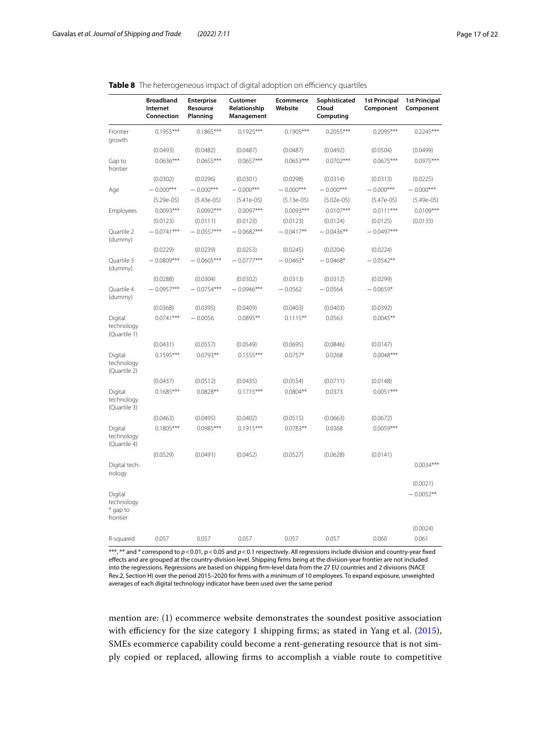**Table 8** The heterogeneous impact of digital adoption on efficiency quartiles

| | Broadband Internet Connection | Enterprise Resource Planning | Customer Relationship Management | Ecommerce Website | Sophisticated Cloud Computing | 1st Principal Component | 1st Principal Component |
|---|---|---|---|---|---|---|---|
| Frontier growth | 0.1955*** | 0.1865*** | 0.1925*** | 0.1905*** | 0.2055*** | 0.2095*** | 0.2245*** |
| | (0.0493) | (0.0482) | (0.0487) | (0.0487) | (0.0492) | (0.0504) | (0.0499) |
| Gap to frontier | 0.0636*** | 0.0655*** | 0.0657*** | 0.0653*** | 0.0702*** | 0.0675*** | 0.0975*** |
| | (0.0302) | (0.0296) | (0.0301) | (0.0298) | (0.0314) | (0.0313) | (0.0225) |
| Age | − 0.000*** | − 0.000*** | − 0.000*** | − 0.000*** | − 0.000*** | − 0.000*** | − 0.000*** |
| | (5.29e-05) | (5.43e-05) | (5.41e-05) | (5.13e-05) | (5.02e-05) | (5.47e-05) | (5.49e-05) |
| Employees | 0.0093*** | 0.0092*** | 0.0097*** | 0.0093*** | 0.0107*** | 0.0111*** | 0.0109*** |
| | (0.0123) | (0.0111) | (0.0123) | (0.0123) | (0.0124) | (0.0125) | (0.0133) |
| Quartile 2 (dummy) | − 0.0741*** | − 0.0557*** | − 0.0682*** | − 0.0417** | − 0.0436** | − 0.0497*** | |
| | (0.0229) | (0.0239) | (0.0253) | (0.0245) | (0.0204) | (0.0224) | |
| Quartile 3 (dummy) | − 0.0809*** | − 0.0605*** | − 0.0777*** | − 0.0463* | − 0.0468* | − 0.0542** | |
| | (0.0288) | (0.0304) | (0.0302) | (0.0313) | (0.0312) | (0.0299) | |
| Quartile 4 (dummy) | − 0.0957*** | − 0.0754*** | − 0.0946*** | − 0.0562 | − 0.0564 | − 0.0659* | |
| | (0.0368) | (0.0395) | (0.0409) | (0.0403) | (0.0403) | (0.0392) | |
| Digital technology (Quartile 1) | 0.0741*** | − 0.0056 | 0.0895** | 0.1115** | 0.0563 | 0.0045** | |
| | (0.0431) | (0.0557) | (0.0549) | (0.0695) | (0.0846) | (0.0147) | |
| Digital technology (Quartile 2) | 0.1595*** | 0.0793** | 0.1555*** | 0.0757* | 0.0268 | 0.0048*** | |
| | (0.0437) | (0.0512) | (0.0435) | (0.0554) | (0.0711) | (0.0148) | |
| Digital technology (Quartile 3) | 0.1685*** | 0.0828** | 0.1715*** | 0.0804** | 0.0373 | 0.0051*** | |
| | (0.0463) | (0.0495) | (0.0402) | (0.0515) | (0.0663) | (0.0672) | |
| Digital technology (Quartile 4) | 0.1805*** | 0.0985*** | 0.1915*** | 0.0783** | 0.0368 | 0.0059*** | |
| | (0.0529) | (0.0491) | (0.0452) | (0.0527) | (0.0628) | (0.0141) | |
| Digital technology | | | | | | | 0.0034*** |
| | | | | | | | (0.0021) |
| Digital technology * gap to frontier | | | | | | | − 0.0052** |
| | | | | | | | (0.0024) |
| R-squared | 0.057 | 0.057 | 0.057 | 0.057 | 0.057 | 0.060 | 0.061 |

***, ** and * correspond to $p < 0.01$, $p < 0.05$ and $p < 0.1$ respectively. All regressions include division and country-year fixed effects and are grouped at the country-division level. Shipping firms being at the division-year frontier are not included into the regressions. Regressions are based on shipping firm-level data from the 27 EU countries and 2 divisions (NACE Rev.2, Section H) over the period 2015–2020 for firms with a minimum of 10 employees. To expand exposure, unweighted averages of each digital technology indicator have been used over the same period

mention are: (1) ecommerce website demonstrates the soundest positive association with efficiency for the size category 1 shipping firms; as stated in Yang et al. (2015), SMEs ecommerce capability could become a rent-generating resource that is not simply copied or replaced, allowing firms to accomplish a viable route to competitive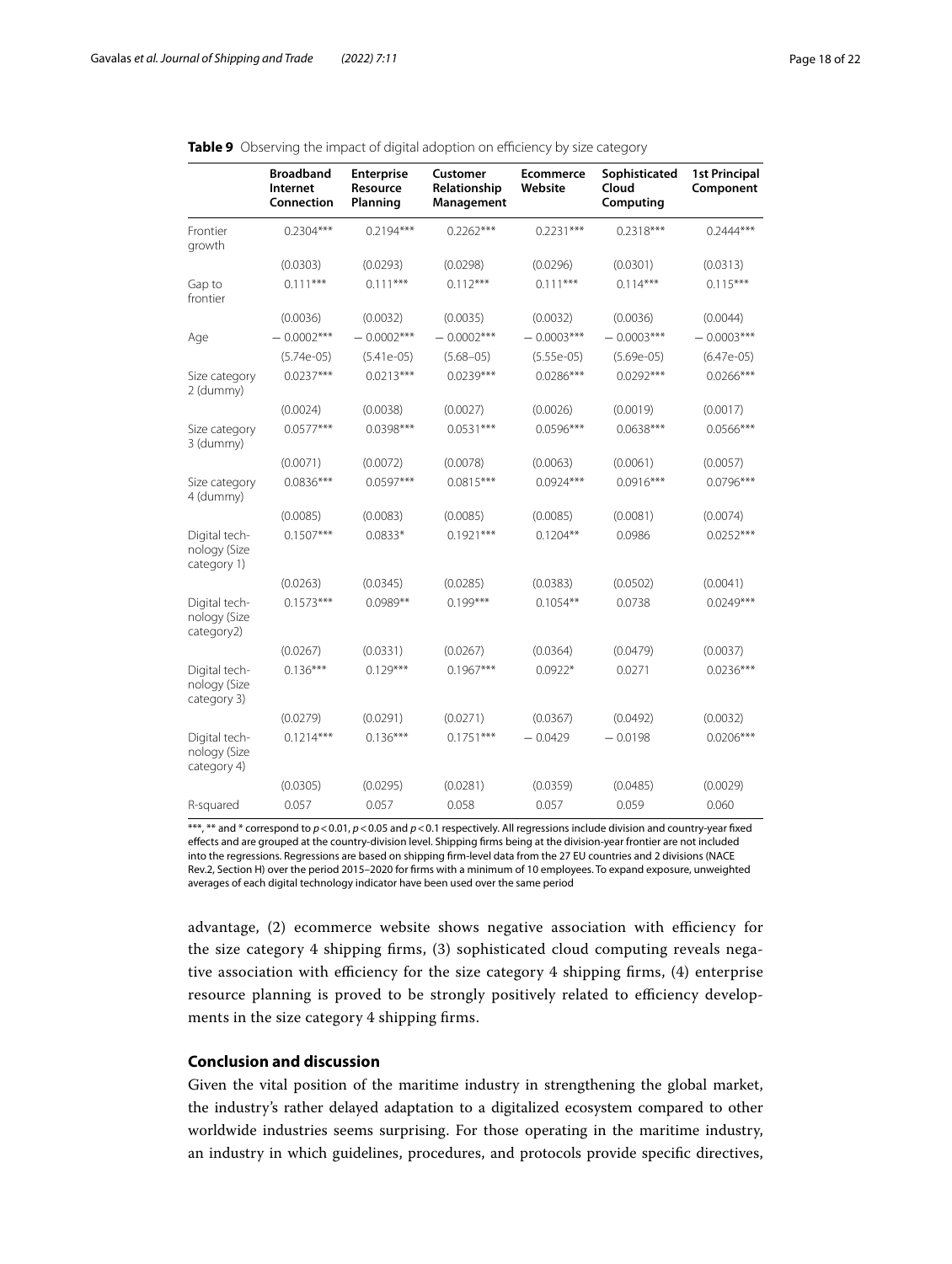**Table 9** Observing the impact of digital adoption on efficiency by size category

| | Broadband Internet Connection | Enterprise Resource Planning | Customer Relationship Management | Ecommerce Website | Sophisticated Cloud Computing | 1st Principal Component |
|---|---|---|---|---|---|---|
| Frontier growth | 0.2304*** | 0.2194*** | 0.2262*** | 0.2231*** | 0.2318*** | 0.2444*** |
| | (0.0303) | (0.0293) | (0.0298) | (0.0296) | (0.0301) | (0.0313) |
| Gap to frontier | 0.111*** | 0.111*** | 0.112*** | 0.111*** | 0.114*** | 0.115*** |
| | (0.0036) | (0.0032) | (0.0035) | (0.0032) | (0.0036) | (0.0044) |
| Age | −0.0002*** | −0.0002*** | −0.0002*** | −0.0003*** | −0.0003*** | −0.0003*** |
| | (5.74e-05) | (5.41e-05) | (5.68–05) | (5.55e-05) | (5.69e-05) | (6.47e-05) |
| Size category 2 (dummy) | 0.0237*** | 0.0213*** | 0.0239*** | 0.0286*** | 0.0292*** | 0.0266*** |
| | (0.0024) | (0.0038) | (0.0027) | (0.0026) | (0.0019) | (0.0017) |
| Size category 3 (dummy) | 0.0577*** | 0.0398*** | 0.0531*** | 0.0596*** | 0.0638*** | 0.0566*** |
| | (0.0071) | (0.0072) | (0.0078) | (0.0063) | (0.0061) | (0.0057) |
| Size category 4 (dummy) | 0.0836*** | 0.0597*** | 0.0815*** | 0.0924*** | 0.0916*** | 0.0796*** |
| | (0.0085) | (0.0083) | (0.0085) | (0.0085) | (0.0081) | (0.0074) |
| Digital technology (Size category 1) | 0.1507*** | 0.0833* | 0.1921*** | 0.1204** | 0.0986 | 0.0252*** |
| | (0.0263) | (0.0345) | (0.0285) | (0.0383) | (0.0502) | (0.0041) |
| Digital technology (Size category2) | 0.1573*** | 0.0989** | 0.199*** | 0.1054** | 0.0738 | 0.0249*** |
| | (0.0267) | (0.0331) | (0.0267) | (0.0364) | (0.0479) | (0.0037) |
| Digital technology (Size category 3) | 0.136*** | 0.129*** | 0.1967*** | 0.0922* | 0.0271 | 0.0236*** |
| | (0.0279) | (0.0291) | (0.0271) | (0.0367) | (0.0492) | (0.0032) |
| Digital technology (Size category 4) | 0.1214*** | 0.136*** | 0.1751*** | −0.0429 | −0.0198 | 0.0206*** |
| | (0.0305) | (0.0295) | (0.0281) | (0.0359) | (0.0485) | (0.0029) |
| R-squared | 0.057 | 0.057 | 0.058 | 0.057 | 0.059 | 0.060 |

***, ** and * correspond to $p < 0.01$, $p < 0.05$ and $p < 0.1$ respectively. All regressions include division and country-year fixed effects and are grouped at the country-division level. Shipping firms being at the division-year frontier are not included into the regressions. Regressions are based on shipping firm-level data from the 27 EU countries and 2 divisions (NACE Rev.2, Section H) over the period 2015–2020 for firms with a minimum of 10 employees. To expand exposure, unweighted averages of each digital technology indicator have been used over the same period

advantage, (2) ecommerce website shows negative association with efficiency for the size category 4 shipping firms, (3) sophisticated cloud computing reveals negative association with efficiency for the size category 4 shipping firms, (4) enterprise resource planning is proved to be strongly positively related to efficiency developments in the size category 4 shipping firms.

## Conclusion and discussion

Given the vital position of the maritime industry in strengthening the global market, the industry's rather delayed adaptation to a digitalized ecosystem compared to other worldwide industries seems surprising. For those operating in the maritime industry, an industry in which guidelines, procedures, and protocols provide specific directives,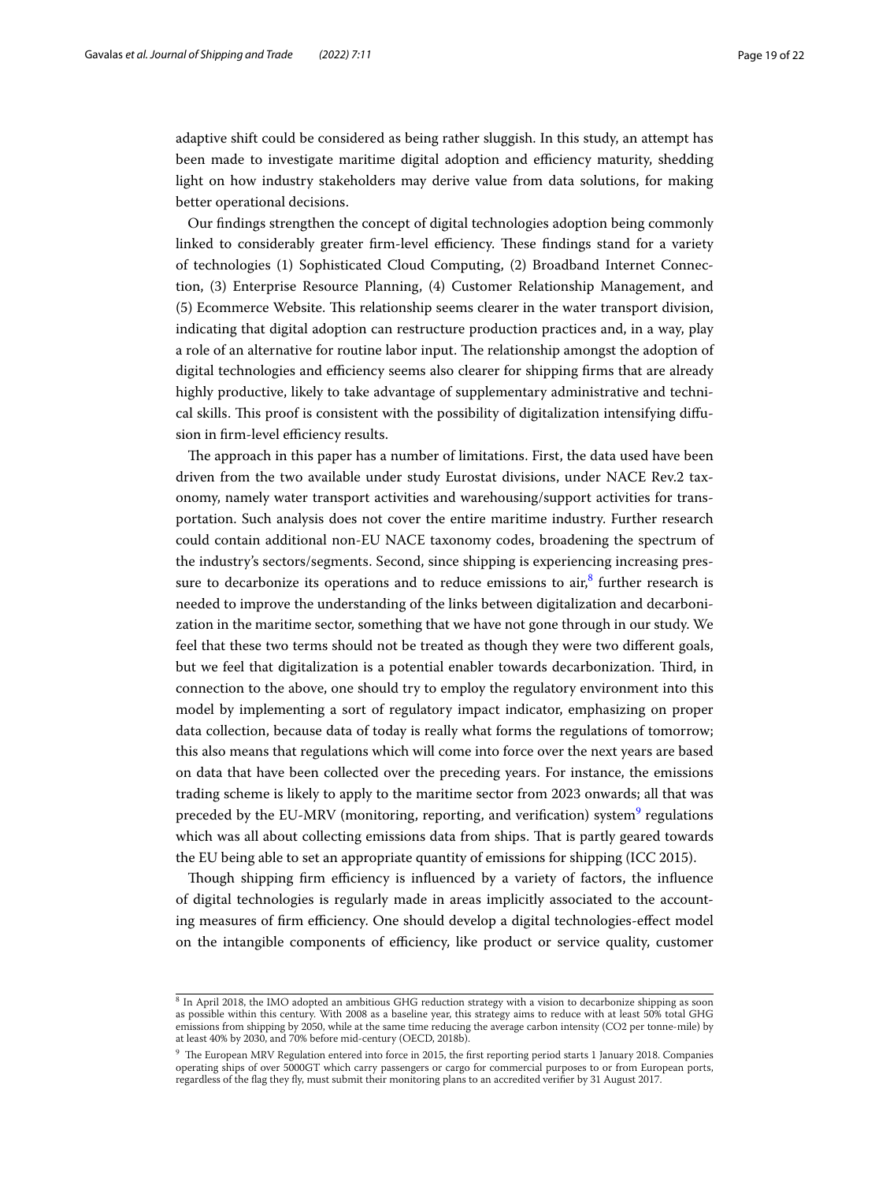adaptive shift could be considered as being rather sluggish. In this study, an attempt has been made to investigate maritime digital adoption and efficiency maturity, shedding light on how industry stakeholders may derive value from data solutions, for making better operational decisions.

Our findings strengthen the concept of digital technologies adoption being commonly linked to considerably greater firm-level efficiency. These findings stand for a variety of technologies (1) Sophisticated Cloud Computing, (2) Broadband Internet Connection, (3) Enterprise Resource Planning, (4) Customer Relationship Management, and (5) Ecommerce Website. This relationship seems clearer in the water transport division, indicating that digital adoption can restructure production practices and, in a way, play a role of an alternative for routine labor input. The relationship amongst the adoption of digital technologies and efficiency seems also clearer for shipping firms that are already highly productive, likely to take advantage of supplementary administrative and technical skills. This proof is consistent with the possibility of digitalization intensifying diffusion in firm-level efficiency results.

The approach in this paper has a number of limitations. First, the data used have been driven from the two available under study Eurostat divisions, under NACE Rev.2 taxonomy, namely water transport activities and warehousing/support activities for transportation. Such analysis does not cover the entire maritime industry. Further research could contain additional non-EU NACE taxonomy codes, broadening the spectrum of the industry's sectors/segments. Second, since shipping is experiencing increasing pressure to decarbonize its operations and to reduce emissions to air,[8] further research is needed to improve the understanding of the links between digitalization and decarbonization in the maritime sector, something that we have not gone through in our study. We feel that these two terms should not be treated as though they were two different goals, but we feel that digitalization is a potential enabler towards decarbonization. Third, in connection to the above, one should try to employ the regulatory environment into this model by implementing a sort of regulatory impact indicator, emphasizing on proper data collection, because data of today is really what forms the regulations of tomorrow; this also means that regulations which will come into force over the next years are based on data that have been collected over the preceding years. For instance, the emissions trading scheme is likely to apply to the maritime sector from 2023 onwards; all that was preceded by the EU-MRV (monitoring, reporting, and verification) system[9] regulations which was all about collecting emissions data from ships. That is partly geared towards the EU being able to set an appropriate quantity of emissions for shipping (ICC 2015).

Though shipping firm efficiency is influenced by a variety of factors, the influence of digital technologies is regularly made in areas implicitly associated to the accounting measures of firm efficiency. One should develop a digital technologies-effect model on the intangible components of efficiency, like product or service quality, customer

---

[8] In April 2018, the IMO adopted an ambitious GHG reduction strategy with a vision to decarbonize shipping as soon as possible within this century. With 2008 as a baseline year, this strategy aims to reduce with at least 50% total GHG emissions from shipping by 2050, while at the same time reducing the average carbon intensity ($CO_2$ per tonne-mile) by at least 40% by 2030, and 70% before mid-century (OECD, 2018b).

[9] The European MRV Regulation entered into force in 2015, the first reporting period starts 1 January 2018. Companies operating ships of over 5000GT which carry passengers or cargo for commercial purposes to or from European ports, regardless of the flag they fly, must submit their monitoring plans to an accredited verifier by 31 August 2017.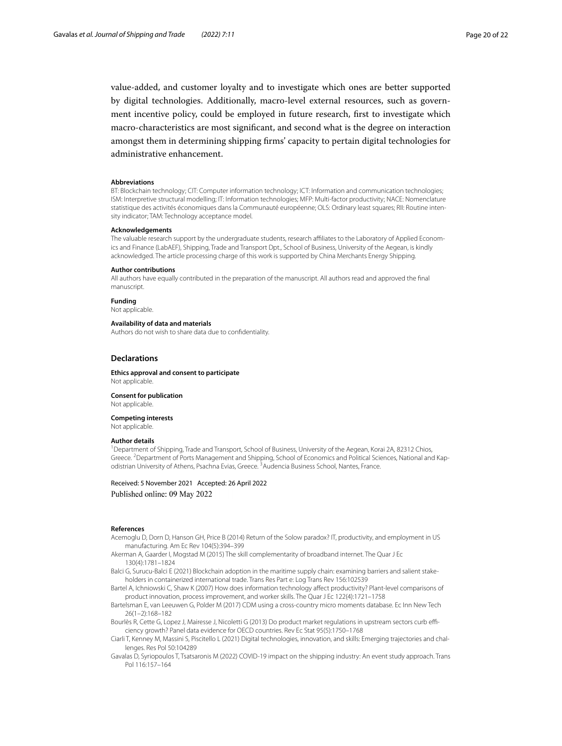value-added, and customer loyalty and to investigate which ones are better supported by digital technologies. Additionally, macro-level external resources, such as government incentive policy, could be employed in future research, first to investigate which macro-characteristics are most significant, and second what is the degree on interaction amongst them in determining shipping firms' capacity to pertain digital technologies for administrative enhancement.

#### Abbreviations

BT: Blockchain technology; CIT: Computer information technology; ICT: Information and communication technologies; ISM: Interpretive structural modelling; IT: Information technologies; MFP: Multi-factor productivity; NACE: Nomenclature statistique des activités économiques dans la Communauté européenne; OLS: Ordinary least squares; RII: Routine intensity indicator; TAM: Technology acceptance model.

#### Acknowledgements

The valuable research support by the undergraduate students, research affiliates to the Laboratory of Applied Economics and Finance (LabAEF), Shipping, Trade and Transport Dpt., School of Business, University of the Aegean, is kindly acknowledged. The article processing charge of this work is supported by China Merchants Energy Shipping.

#### Author contributions

All authors have equally contributed in the preparation of the manuscript. All authors read and approved the final manuscript.

#### Funding

Not applicable.

#### Availability of data and materials

Authors do not wish to share data due to confidentiality.

## Declarations

#### Ethics approval and consent to participate

Not applicable.

#### Consent for publication

Not applicable.

#### Competing interests

Not applicable.

#### Author details

[1]Department of Shipping, Trade and Transport, School of Business, University of the Aegean, Korai 2A, 82312 Chios, Greece. [2]Department of Ports Management and Shipping, School of Economics and Political Sciences, National and Kapodistrian University of Athens, Psachna Evias, Greece. [3]Audencia Business School, Nantes, France.

Received: 5 November 2021 Accepted: 26 April 2022
Published online: 09 May 2022

#### References

Acemoglu D, Dorn D, Hanson GH, Price B (2014) Return of the Solow paradox? IT, productivity, and employment in US manufacturing. Am Ec Rev 104(5):394–399

Akerman A, Gaarder I, Mogstad M (2015) The skill complementarity of broadband internet. The Quar J Ec 130(4):1781–1824

Balci G, Surucu-Balci E (2021) Blockchain adoption in the maritime supply chain: examining barriers and salient stakeholders in containerized international trade. Trans Res Part e: Log Trans Rev 156:102539

Bartel A, Ichniowski C, Shaw K (2007) How does information technology affect productivity? Plant-level comparisons of product innovation, process improvement, and worker skills. The Quar J Ec 122(4):1721–1758

Bartelsman E, van Leeuwen G, Polder M (2017) CDM using a cross-country micro moments database. Ec Inn New Tech 26(1–2):168–182

Bourlès R, Cette G, Lopez J, Mairesse J, Nicoletti G (2013) Do product market regulations in upstream sectors curb efficiency growth? Panel data evidence for OECD countries. Rev Ec Stat 95(5):1750–1768

Ciarli T, Kenney M, Massini S, Piscitello L (2021) Digital technologies, innovation, and skills: Emerging trajectories and challenges. Res Pol 50:104289

Gavalas D, Syriopoulos T, Tsatsaronis M (2022) COVID-19 impact on the shipping industry: An event study approach. Trans Pol 116:157–164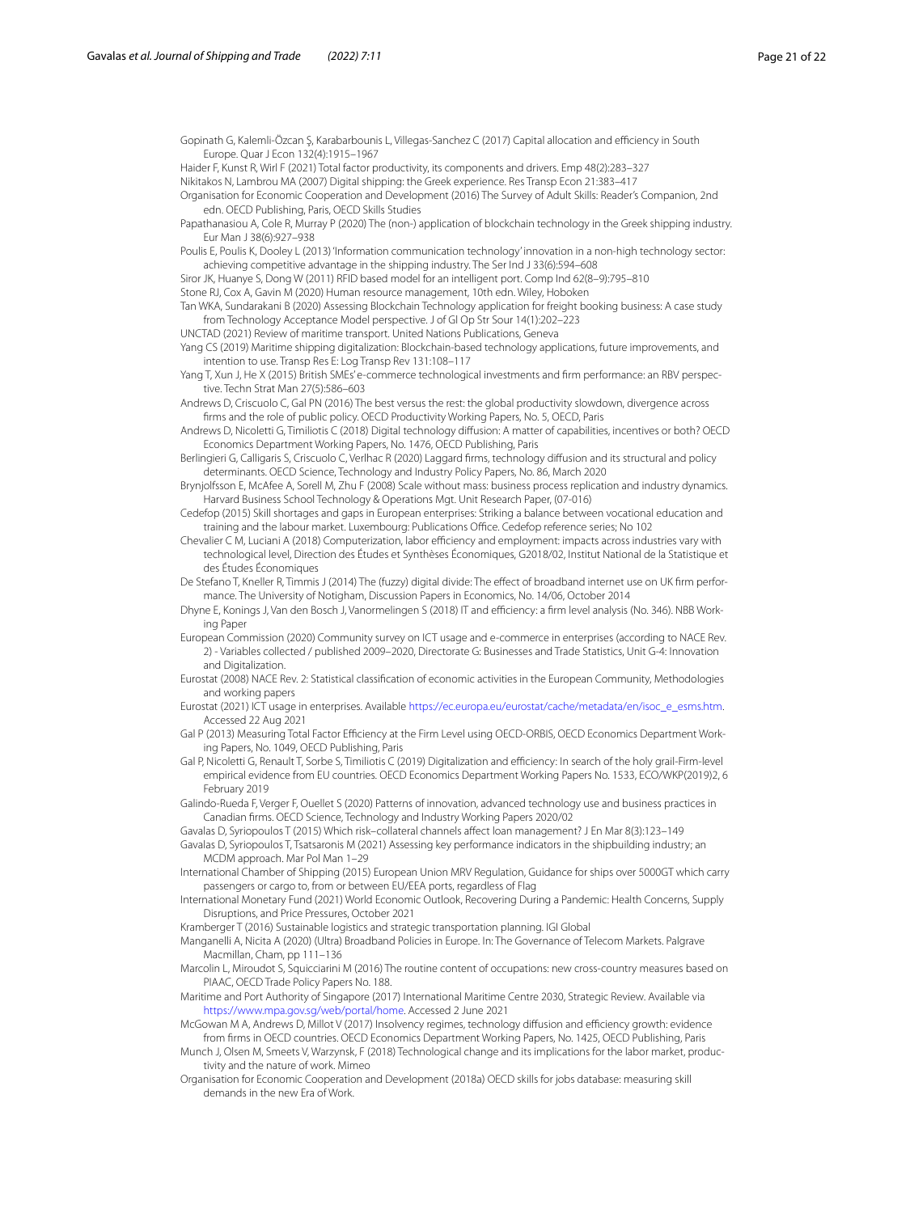Gopinath G, Kalemli-Özcan Ş, Karabarbounis L, Villegas-Sanchez C (2017) Capital allocation and efficiency in South Europe. Quar J Econ 132(4):1915–1967

Haider F, Kunst R, Wirl F (2021) Total factor productivity, its components and drivers. Emp 48(2):283–327

Nikitakos N, Lambrou MA (2007) Digital shipping: the Greek experience. Res Transp Econ 21:383–417

Organisation for Economic Cooperation and Development (2016) The Survey of Adult Skills: Reader's Companion, 2nd edn. OECD Publishing, Paris, OECD Skills Studies

Papathanasiou A, Cole R, Murray P (2020) The (non-) application of blockchain technology in the Greek shipping industry. Eur Man J 38(6):927–938

Poulis E, Poulis K, Dooley L (2013) 'Information communication technology' innovation in a non-high technology sector: achieving competitive advantage in the shipping industry. The Ser Ind J 33(6):594–608

Siror JK, Huanye S, Dong W (2011) RFID based model for an intelligent port. Comp Ind 62(8–9):795–810

Stone RJ, Cox A, Gavin M (2020) Human resource management, 10th edn. Wiley, Hoboken

Tan WKA, Sundarakani B (2020) Assessing Blockchain Technology application for freight booking business: A case study from Technology Acceptance Model perspective. J of Gl Op Str Sour 14(1):202–223

UNCTAD (2021) Review of maritime transport. United Nations Publications, Geneva

Yang CS (2019) Maritime shipping digitalization: Blockchain-based technology applications, future improvements, and intention to use. Transp Res E: Log Transp Rev 131:108–117

Yang T, Xun J, He X (2015) British SMEs' e-commerce technological investments and firm performance: an RBV perspective. Techn Strat Man 27(5):586–603

Andrews D, Criscuolo C, Gal PN (2016) The best versus the rest: the global productivity slowdown, divergence across firms and the role of public policy. OECD Productivity Working Papers, No. 5, OECD, Paris

Andrews D, Nicoletti G, Timiliotis C (2018) Digital technology diffusion: A matter of capabilities, incentives or both? OECD Economics Department Working Papers, No. 1476, OECD Publishing, Paris

Berlingieri G, Calligaris S, Criscuolo C, Verlhac R (2020) Laggard firms, technology diffusion and its structural and policy determinants. OECD Science, Technology and Industry Policy Papers, No. 86, March 2020

Brynjolfsson E, McAfee A, Sorell M, Zhu F (2008) Scale without mass: business process replication and industry dynamics. Harvard Business School Technology & Operations Mgt. Unit Research Paper, (07-016)

Cedefop (2015) Skill shortages and gaps in European enterprises: Striking a balance between vocational education and training and the labour market. Luxembourg: Publications Office. Cedefop reference series; No 102

Chevalier C M, Luciani A (2018) Computerization, labor efficiency and employment: impacts across industries vary with technological level, Direction des Études et Synthèses Économiques, G2018/02, Institut National de la Statistique et des Études Économiques

De Stefano T, Kneller R, Timmis J (2014) The (fuzzy) digital divide: The effect of broadband internet use on UK firm performance. The University of Notigham, Discussion Papers in Economics, No. 14/06, October 2014

Dhyne E, Konings J, Van den Bosch J, Vanormelingen S (2018) IT and efficiency: a firm level analysis (No. 346). NBB Working Paper

European Commission (2020) Community survey on ICT usage and e-commerce in enterprises (according to NACE Rev. 2) - Variables collected / published 2009–2020, Directorate G: Businesses and Trade Statistics, Unit G-4: Innovation and Digitalization.

Eurostat (2008) NACE Rev. 2: Statistical classification of economic activities in the European Community, Methodologies and working papers

Eurostat (2021) ICT usage in enterprises. Available https://ec.europa.eu/eurostat/cache/metadata/en/isoc_e_esms.htm. Accessed 22 Aug 2021

Gal P (2013) Measuring Total Factor Efficiency at the Firm Level using OECD-ORBIS, OECD Economics Department Working Papers, No. 1049, OECD Publishing, Paris

Gal P, Nicoletti G, Renault T, Sorbe S, Timiliotis C (2019) Digitalization and efficiency: In search of the holy grail-Firm-level empirical evidence from EU countries. OECD Economics Department Working Papers No. 1533, ECO/WKP(2019)2, 6 February 2019

Galindo-Rueda F, Verger F, Ouellet S (2020) Patterns of innovation, advanced technology use and business practices in Canadian firms. OECD Science, Technology and Industry Working Papers 2020/02

Gavalas D, Syriopoulos T (2015) Which risk–collateral channels affect loan management? J En Mar 8(3):123–149

Gavalas D, Syriopoulos T, Tsatsaronis M (2021) Assessing key performance indicators in the shipbuilding industry; an MCDM approach. Mar Pol Man 1–29

International Chamber of Shipping (2015) European Union MRV Regulation, Guidance for ships over 5000GT which carry passengers or cargo to, from or between EU/EEA ports, regardless of Flag

International Monetary Fund (2021) World Economic Outlook, Recovering During a Pandemic: Health Concerns, Supply Disruptions, and Price Pressures, October 2021

Kramberger T (2016) Sustainable logistics and strategic transportation planning. IGI Global

Manganelli A, Nicita A (2020) (Ultra) Broadband Policies in Europe. In: The Governance of Telecom Markets. Palgrave Macmillan, Cham, pp 111–136

Marcolin L, Miroudot S, Squicciarini M (2016) The routine content of occupations: new cross-country measures based on PIAAC, OECD Trade Policy Papers No. 188.

Maritime and Port Authority of Singapore (2017) International Maritime Centre 2030, Strategic Review. Available via https://www.mpa.gov.sg/web/portal/home. Accessed 2 June 2021

McGowan M A, Andrews D, Millot V (2017) Insolvency regimes, technology diffusion and efficiency growth: evidence from firms in OECD countries. OECD Economics Department Working Papers, No. 1425, OECD Publishing, Paris

Munch J, Olsen M, Smeets V, Warzynsk, F (2018) Technological change and its implications for the labor market, productivity and the nature of work. Mimeo

Organisation for Economic Cooperation and Development (2018a) OECD skills for jobs database: measuring skill demands in the new Era of Work.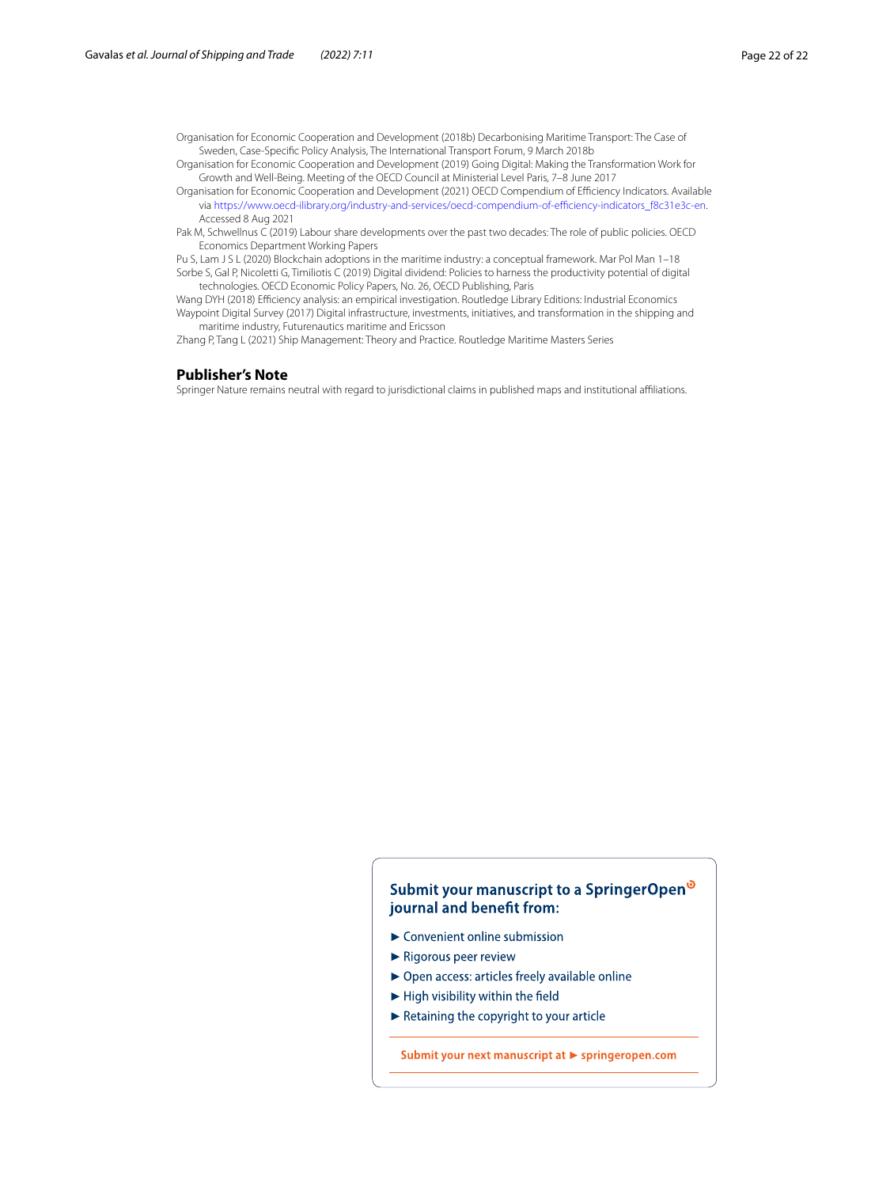Organisation for Economic Cooperation and Development (2018b) Decarbonising Maritime Transport: The Case of Sweden, Case-Specific Policy Analysis, The International Transport Forum, 9 March 2018b

Organisation for Economic Cooperation and Development (2019) Going Digital: Making the Transformation Work for Growth and Well-Being. Meeting of the OECD Council at Ministerial Level Paris, 7–8 June 2017

Organisation for Economic Cooperation and Development (2021) OECD Compendium of Efficiency Indicators. Available via https://www.oecd-ilibrary.org/industry-and-services/oecd-compendium-of-efficiency-indicators_f8c31e3c-en. Accessed 8 Aug 2021

Pak M, Schwellnus C (2019) Labour share developments over the past two decades: The role of public policies. OECD Economics Department Working Papers

Pu S, Lam J S L (2020) Blockchain adoptions in the maritime industry: a conceptual framework. Mar Pol Man 1–18

Sorbe S, Gal P, Nicoletti G, Timiliotis C (2019) Digital dividend: Policies to harness the productivity potential of digital technologies. OECD Economic Policy Papers, No. 26, OECD Publishing, Paris

Wang DYH (2018) Efficiency analysis: an empirical investigation. Routledge Library Editions: Industrial Economics

Waypoint Digital Survey (2017) Digital infrastructure, investments, initiatives, and transformation in the shipping and maritime industry, Futurenautics maritime and Ericsson

Zhang P, Tang L (2021) Ship Management: Theory and Practice. Routledge Maritime Masters Series

## Publisher's Note

Springer Nature remains neutral with regard to jurisdictional claims in published maps and institutional affiliations.

**Submit your manuscript to a SpringerOpen journal and benefit from:**

- ► Convenient online submission
- ► Rigorous peer review
- ► Open access: articles freely available online
- ► High visibility within the field
- ► Retaining the copyright to your article

**Submit your next manuscript at ► springeropen.com**